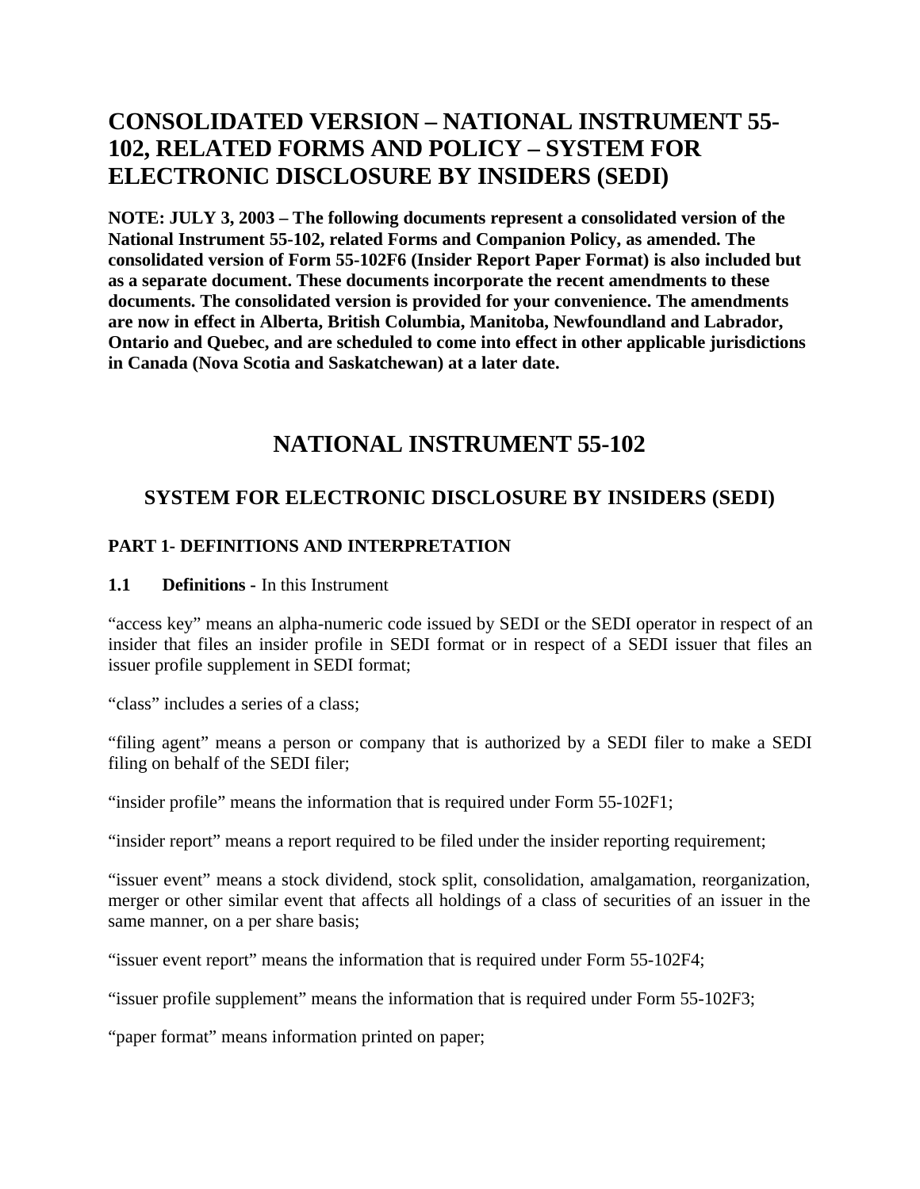# CONSOLIDATED VERSION – NATIONAL INSTRUMENT 55-102, RELATED FORMS AND POLICY – SYSTEM FOR ELECTRONIC DISCLOSURE BY INSIDERS (SEDI)

**NOTE: JULY 3, 2003 – The following documents represent a consolidated version of the National Instrument 55-102, related Forms and Companion Policy, as amended. The consolidated version of Form 55-102F6 (Insider Report Paper Format) is also included but as a separate document. These documents incorporate the recent amendments to these documents. The consolidated version is provided for your convenience. The amendments are now in effect in Alberta, British Columbia, Manitoba, Newfoundland and Labrador, Ontario and Quebec, and are scheduled to come into effect in other applicable jurisdictions in Canada (Nova Scotia and Saskatchewan) at a later date.**

# NATIONAL INSTRUMENT 55-102

## SYSTEM FOR ELECTRONIC DISCLOSURE BY INSIDERS (SEDI)

### PART 1- DEFINITIONS AND INTERPRETATION

**1.1 Definitions -** In this Instrument

"access key" means an alpha-numeric code issued by SEDI or the SEDI operator in respect of an insider that files an insider profile in SEDI format or in respect of a SEDI issuer that files an issuer profile supplement in SEDI format;

"class" includes a series of a class;

"filing agent" means a person or company that is authorized by a SEDI filer to make a SEDI filing on behalf of the SEDI filer;

"insider profile" means the information that is required under Form 55-102F1;

"insider report" means a report required to be filed under the insider reporting requirement;

"issuer event" means a stock dividend, stock split, consolidation, amalgamation, reorganization, merger or other similar event that affects all holdings of a class of securities of an issuer in the same manner, on a per share basis;

"issuer event report" means the information that is required under Form 55-102F4;

"issuer profile supplement" means the information that is required under Form 55-102F3;

"paper format" means information printed on paper;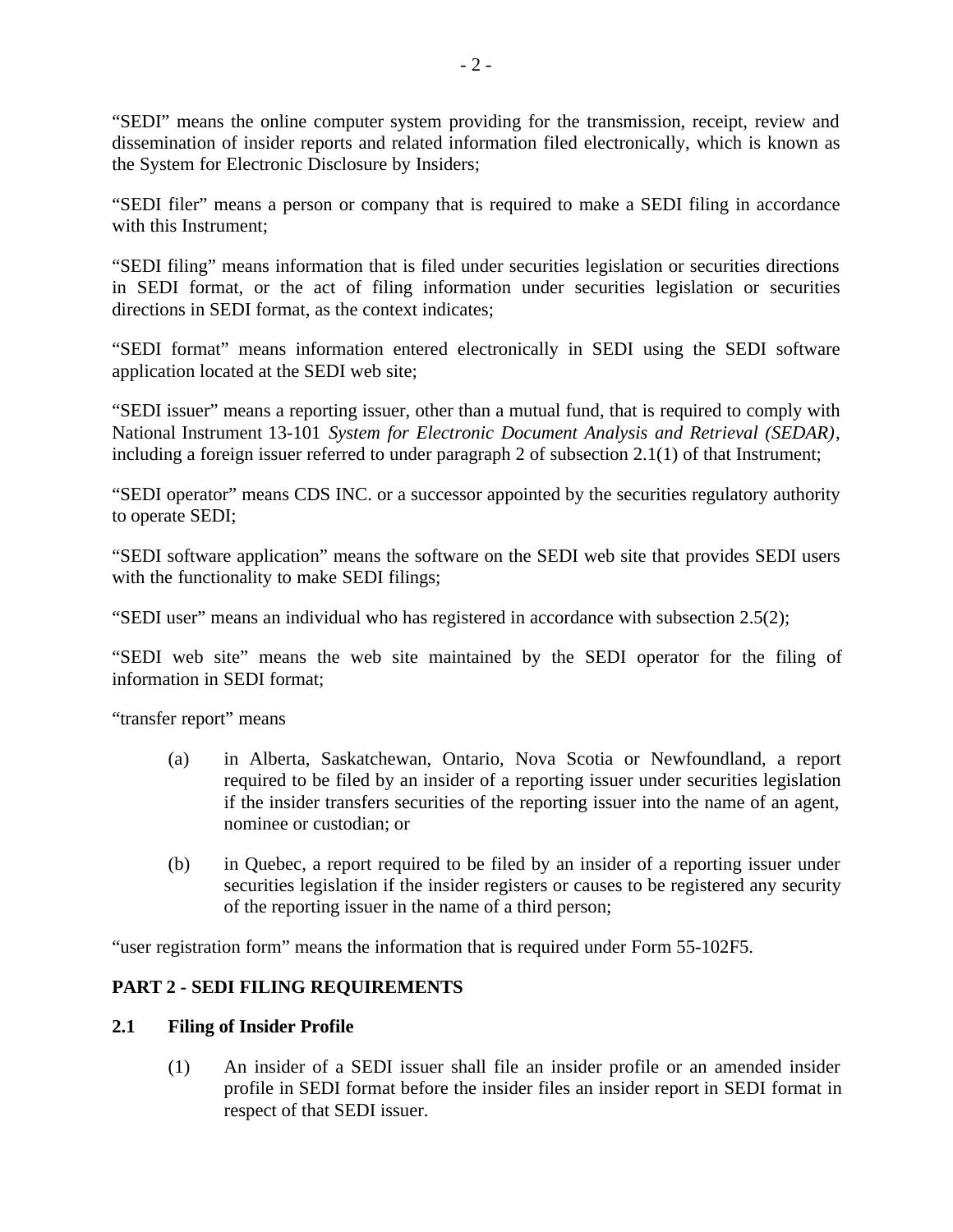"SEDI" means the online computer system providing for the transmission, receipt, review and dissemination of insider reports and related information filed electronically, which is known as the System for Electronic Disclosure by Insiders;

"SEDI filer" means a person or company that is required to make a SEDI filing in accordance with this Instrument;

"SEDI filing" means information that is filed under securities legislation or securities directions in SEDI format, or the act of filing information under securities legislation or securities directions in SEDI format, as the context indicates;

"SEDI format" means information entered electronically in SEDI using the SEDI software application located at the SEDI web site;

"SEDI issuer" means a reporting issuer, other than a mutual fund, that is required to comply with National Instrument 13-101 *System for Electronic Document Analysis and Retrieval (SEDAR)*, including a foreign issuer referred to under paragraph 2 of subsection 2.1(1) of that Instrument;

"SEDI operator" means CDS INC. or a successor appointed by the securities regulatory authority to operate SEDI;

"SEDI software application" means the software on the SEDI web site that provides SEDI users with the functionality to make SEDI filings;

"SEDI user" means an individual who has registered in accordance with subsection 2.5(2);

"SEDI web site" means the web site maintained by the SEDI operator for the filing of information in SEDI format;

"transfer report" means

(a) in Alberta, Saskatchewan, Ontario, Nova Scotia or Newfoundland, a report required to be filed by an insider of a reporting issuer under securities legislation if the insider transfers securities of the reporting issuer into the name of an agent, nominee or custodian; or

(b) in Quebec, a report required to be filed by an insider of a reporting issuer under securities legislation if the insider registers or causes to be registered any security of the reporting issuer in the name of a third person;

"user registration form" means the information that is required under Form 55-102F5.

## PART 2 - SEDI FILING REQUIREMENTS

### 2.1 Filing of Insider Profile

(1) An insider of a SEDI issuer shall file an insider profile or an amended insider profile in SEDI format before the insider files an insider report in SEDI format in respect of that SEDI issuer.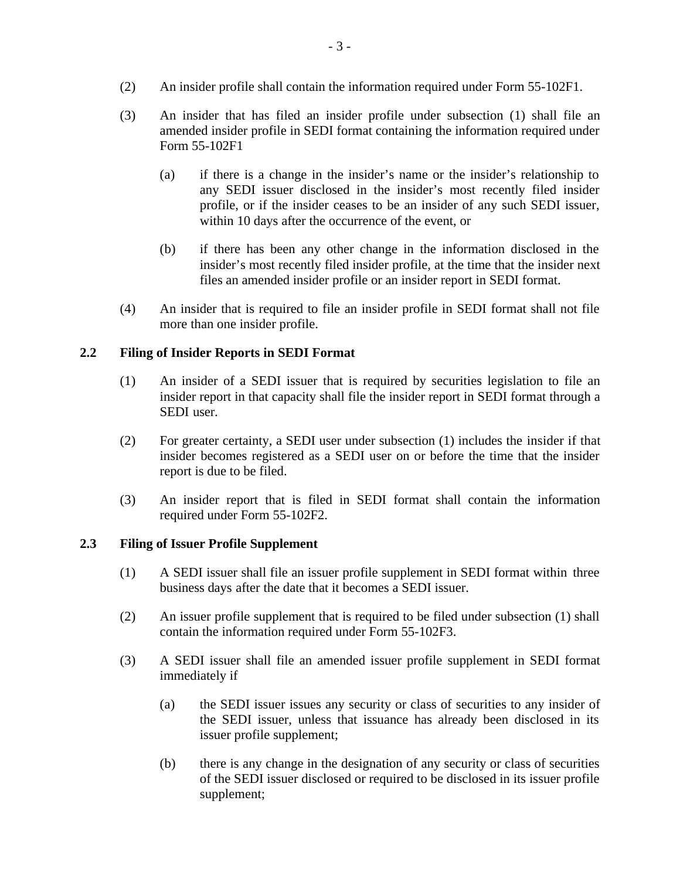(2) An insider profile shall contain the information required under Form 55-102F1.

(3) An insider that has filed an insider profile under subsection (1) shall file an amended insider profile in SEDI format containing the information required under Form 55-102F1

(a) if there is a change in the insider's name or the insider's relationship to any SEDI issuer disclosed in the insider's most recently filed insider profile, or if the insider ceases to be an insider of any such SEDI issuer, within 10 days after the occurrence of the event, or

(b) if there has been any other change in the information disclosed in the insider's most recently filed insider profile, at the time that the insider next files an amended insider profile or an insider report in SEDI format.

(4) An insider that is required to file an insider profile in SEDI format shall not file more than one insider profile.

### 2.2 Filing of Insider Reports in SEDI Format

(1) An insider of a SEDI issuer that is required by securities legislation to file an insider report in that capacity shall file the insider report in SEDI format through a SEDI user.

(2) For greater certainty, a SEDI user under subsection (1) includes the insider if that insider becomes registered as a SEDI user on or before the time that the insider report is due to be filed.

(3) An insider report that is filed in SEDI format shall contain the information required under Form 55-102F2.

### 2.3 Filing of Issuer Profile Supplement

(1) A SEDI issuer shall file an issuer profile supplement in SEDI format within three business days after the date that it becomes a SEDI issuer.

(2) An issuer profile supplement that is required to be filed under subsection (1) shall contain the information required under Form 55-102F3.

(3) A SEDI issuer shall file an amended issuer profile supplement in SEDI format immediately if

(a) the SEDI issuer issues any security or class of securities to any insider of the SEDI issuer, unless that issuance has already been disclosed in its issuer profile supplement;

(b) there is any change in the designation of any security or class of securities of the SEDI issuer disclosed or required to be disclosed in its issuer profile supplement;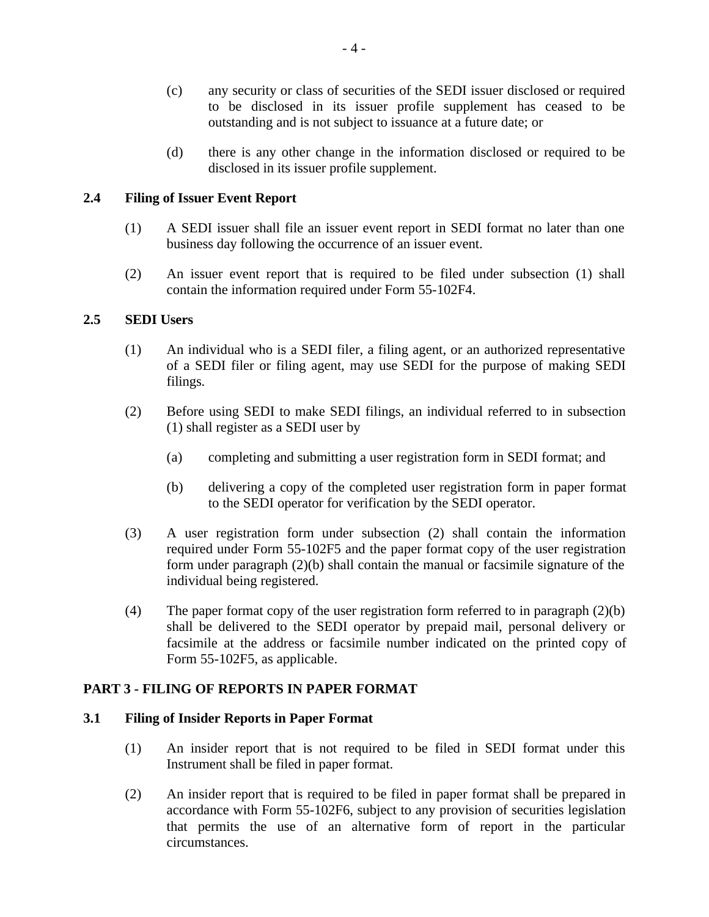(c) any security or class of securities of the SEDI issuer disclosed or required to be disclosed in its issuer profile supplement has ceased to be outstanding and is not subject to issuance at a future date; or

(d) there is any other change in the information disclosed or required to be disclosed in its issuer profile supplement.

### 2.4 Filing of Issuer Event Report

(1) A SEDI issuer shall file an issuer event report in SEDI format no later than one business day following the occurrence of an issuer event.

(2) An issuer event report that is required to be filed under subsection (1) shall contain the information required under Form 55-102F4.

### 2.5 SEDI Users

(1) An individual who is a SEDI filer, a filing agent, or an authorized representative of a SEDI filer or filing agent, may use SEDI for the purpose of making SEDI filings.

(2) Before using SEDI to make SEDI filings, an individual referred to in subsection (1) shall register as a SEDI user by

(a) completing and submitting a user registration form in SEDI format; and

(b) delivering a copy of the completed user registration form in paper format to the SEDI operator for verification by the SEDI operator.

(3) A user registration form under subsection (2) shall contain the information required under Form 55-102F5 and the paper format copy of the user registration form under paragraph (2)(b) shall contain the manual or facsimile signature of the individual being registered.

(4) The paper format copy of the user registration form referred to in paragraph (2)(b) shall be delivered to the SEDI operator by prepaid mail, personal delivery or facsimile at the address or facsimile number indicated on the printed copy of Form 55-102F5, as applicable.

## PART 3 - FILING OF REPORTS IN PAPER FORMAT

### 3.1 Filing of Insider Reports in Paper Format

(1) An insider report that is not required to be filed in SEDI format under this Instrument shall be filed in paper format.

(2) An insider report that is required to be filed in paper format shall be prepared in accordance with Form 55-102F6, subject to any provision of securities legislation that permits the use of an alternative form of report in the particular circumstances.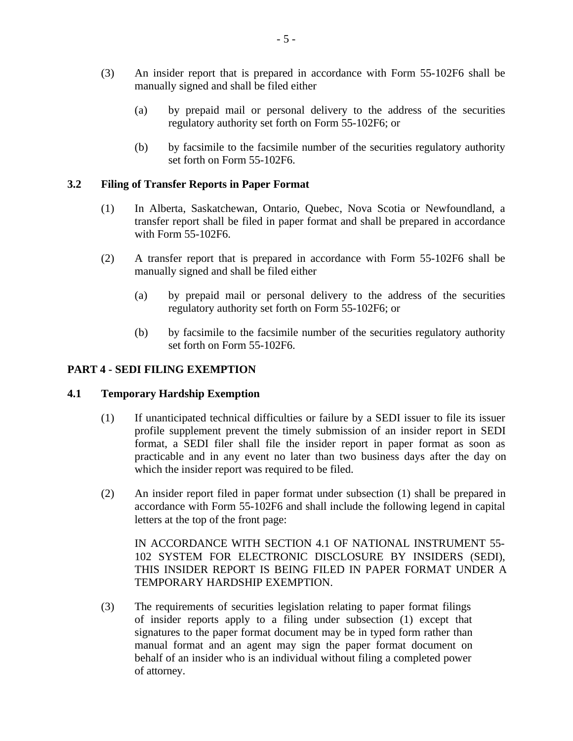(3) An insider report that is prepared in accordance with Form 55-102F6 shall be manually signed and shall be filed either

(a) by prepaid mail or personal delivery to the address of the securities regulatory authority set forth on Form 55-102F6; or

(b) by facsimile to the facsimile number of the securities regulatory authority set forth on Form 55-102F6.

### 3.2 Filing of Transfer Reports in Paper Format

(1) In Alberta, Saskatchewan, Ontario, Quebec, Nova Scotia or Newfoundland, a transfer report shall be filed in paper format and shall be prepared in accordance with Form 55-102F6.

(2) A transfer report that is prepared in accordance with Form 55-102F6 shall be manually signed and shall be filed either

(a) by prepaid mail or personal delivery to the address of the securities regulatory authority set forth on Form 55-102F6; or

(b) by facsimile to the facsimile number of the securities regulatory authority set forth on Form 55-102F6.

## PART 4 - SEDI FILING EXEMPTION

### 4.1 Temporary Hardship Exemption

(1) If unanticipated technical difficulties or failure by a SEDI issuer to file its issuer profile supplement prevent the timely submission of an insider report in SEDI format, a SEDI filer shall file the insider report in paper format as soon as practicable and in any event no later than two business days after the day on which the insider report was required to be filed.

(2) An insider report filed in paper format under subsection (1) shall be prepared in accordance with Form 55-102F6 and shall include the following legend in capital letters at the top of the front page:

IN ACCORDANCE WITH SECTION 4.1 OF NATIONAL INSTRUMENT 55-102 SYSTEM FOR ELECTRONIC DISCLOSURE BY INSIDERS (SEDI), THIS INSIDER REPORT IS BEING FILED IN PAPER FORMAT UNDER A TEMPORARY HARDSHIP EXEMPTION.

(3) The requirements of securities legislation relating to paper format filings of insider reports apply to a filing under subsection (1) except that signatures to the paper format document may be in typed form rather than manual format and an agent may sign the paper format document on behalf of an insider who is an individual without filing a completed power of attorney.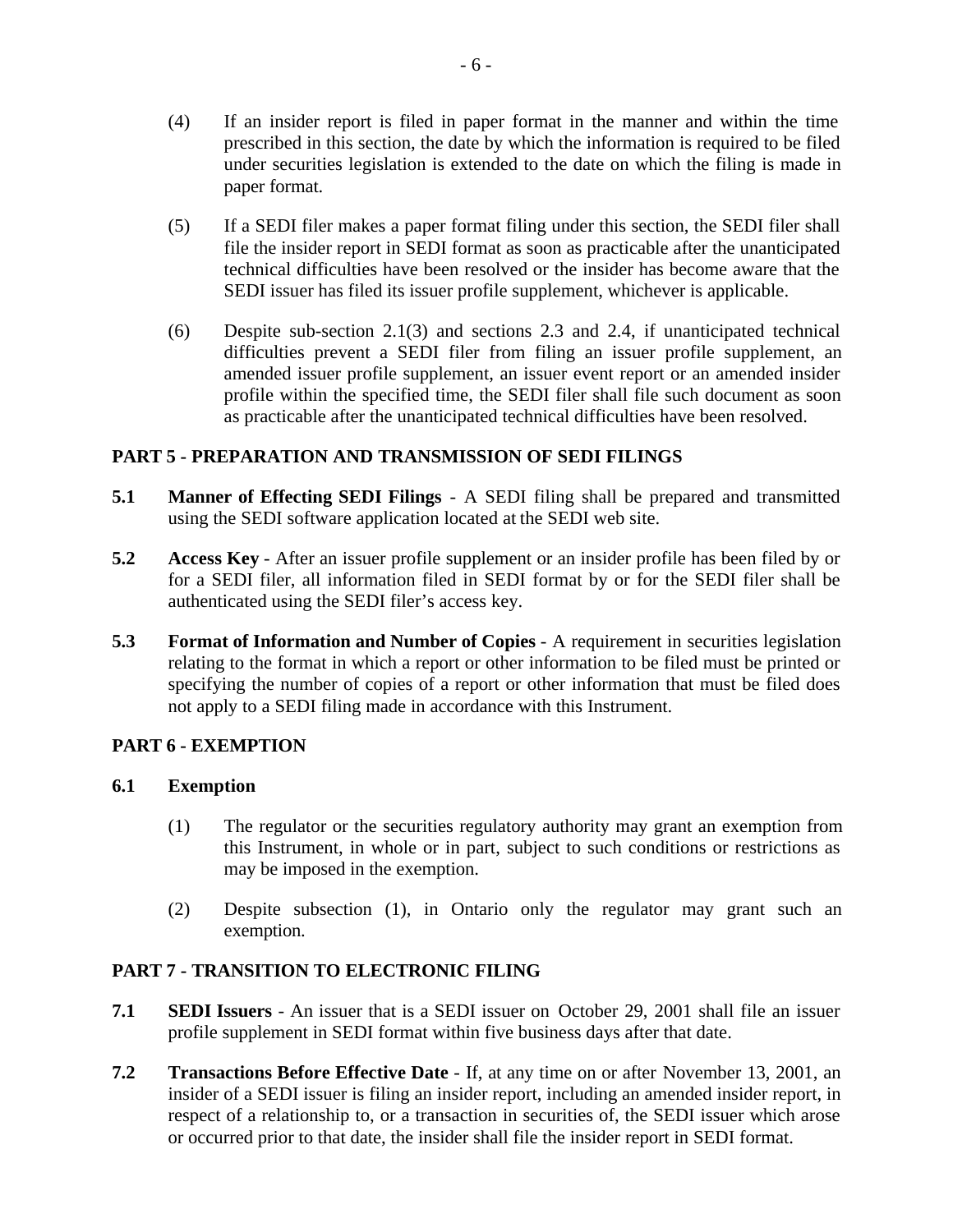(4) If an insider report is filed in paper format in the manner and within the time prescribed in this section, the date by which the information is required to be filed under securities legislation is extended to the date on which the filing is made in paper format.

(5) If a SEDI filer makes a paper format filing under this section, the SEDI filer shall file the insider report in SEDI format as soon as practicable after the unanticipated technical difficulties have been resolved or the insider has become aware that the SEDI issuer has filed its issuer profile supplement, whichever is applicable.

(6) Despite sub-section 2.1(3) and sections 2.3 and 2.4, if unanticipated technical difficulties prevent a SEDI filer from filing an issuer profile supplement, an amended issuer profile supplement, an issuer event report or an amended insider profile within the specified time, the SEDI filer shall file such document as soon as practicable after the unanticipated technical difficulties have been resolved.

## PART 5 - PREPARATION AND TRANSMISSION OF SEDI FILINGS

**5.1 Manner of Effecting SEDI Filings** - A SEDI filing shall be prepared and transmitted using the SEDI software application located at the SEDI web site.

**5.2 Access Key** - After an issuer profile supplement or an insider profile has been filed by or for a SEDI filer, all information filed in SEDI format by or for the SEDI filer shall be authenticated using the SEDI filer's access key.

**5.3 Format of Information and Number of Copies** - A requirement in securities legislation relating to the format in which a report or other information to be filed must be printed or specifying the number of copies of a report or other information that must be filed does not apply to a SEDI filing made in accordance with this Instrument.

## PART 6 - EXEMPTION

**6.1 Exemption**

(1) The regulator or the securities regulatory authority may grant an exemption from this Instrument, in whole or in part, subject to such conditions or restrictions as may be imposed in the exemption.

(2) Despite subsection (1), in Ontario only the regulator may grant such an exemption.

## PART 7 - TRANSITION TO ELECTRONIC FILING

**7.1 SEDI Issuers** - An issuer that is a SEDI issuer on October 29, 2001 shall file an issuer profile supplement in SEDI format within five business days after that date.

**7.2 Transactions Before Effective Date** - If, at any time on or after November 13, 2001, an insider of a SEDI issuer is filing an insider report, including an amended insider report, in respect of a relationship to, or a transaction in securities of, the SEDI issuer which arose or occurred prior to that date, the insider shall file the insider report in SEDI format.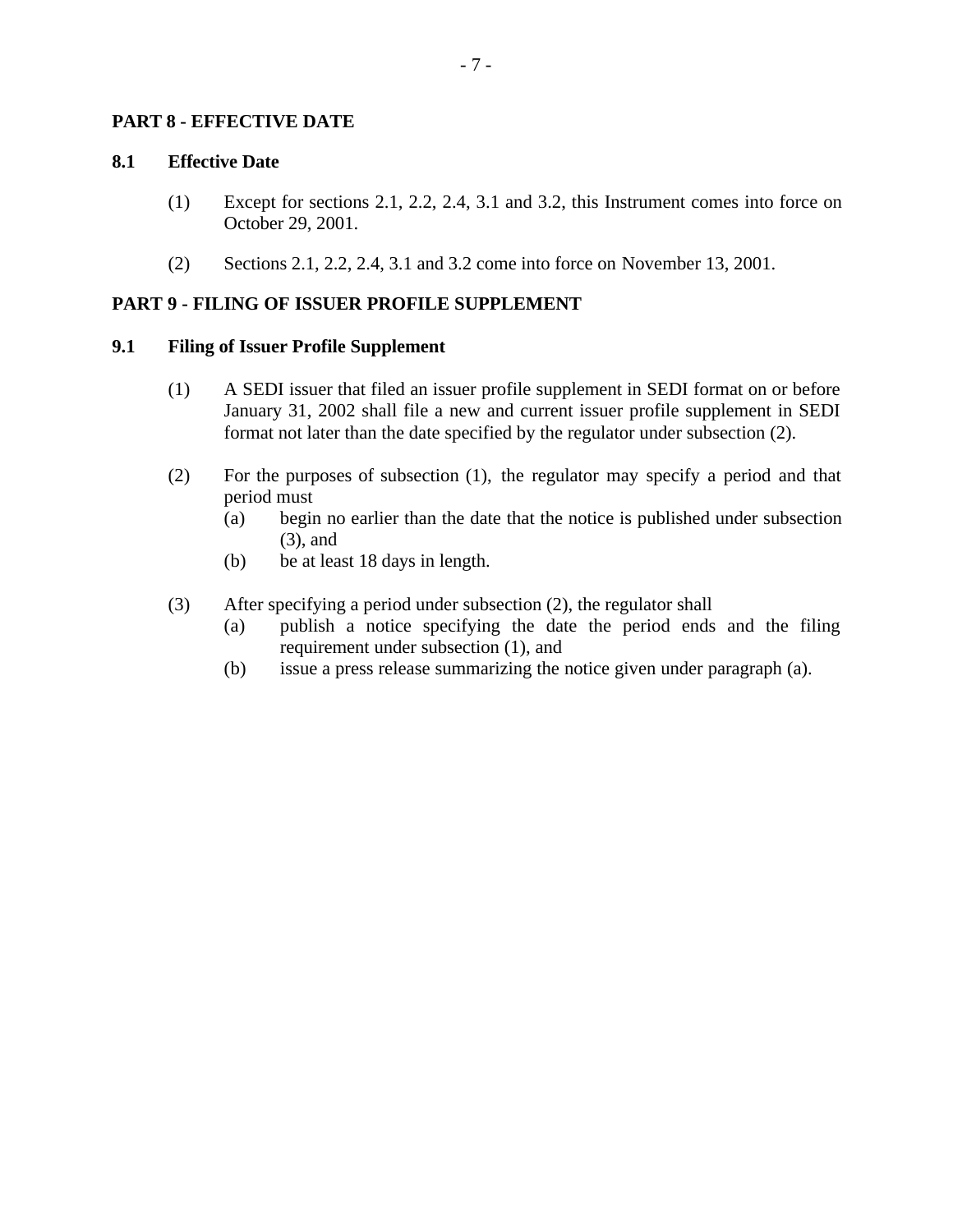## PART 8 - EFFECTIVE DATE

### 8.1 Effective Date

(1) Except for sections 2.1, 2.2, 2.4, 3.1 and 3.2, this Instrument comes into force on October 29, 2001.

(2) Sections 2.1, 2.2, 2.4, 3.1 and 3.2 come into force on November 13, 2001.

## PART 9 - FILING OF ISSUER PROFILE SUPPLEMENT

### 9.1 Filing of Issuer Profile Supplement

(1) A SEDI issuer that filed an issuer profile supplement in SEDI format on or before January 31, 2002 shall file a new and current issuer profile supplement in SEDI format not later than the date specified by the regulator under subsection (2).

(2) For the purposes of subsection (1), the regulator may specify a period and that period must

- (a) begin no earlier than the date that the notice is published under subsection (3), and
- (b) be at least 18 days in length.

(3) After specifying a period under subsection (2), the regulator shall

- (a) publish a notice specifying the date the period ends and the filing requirement under subsection (1), and
- (b) issue a press release summarizing the notice given under paragraph (a).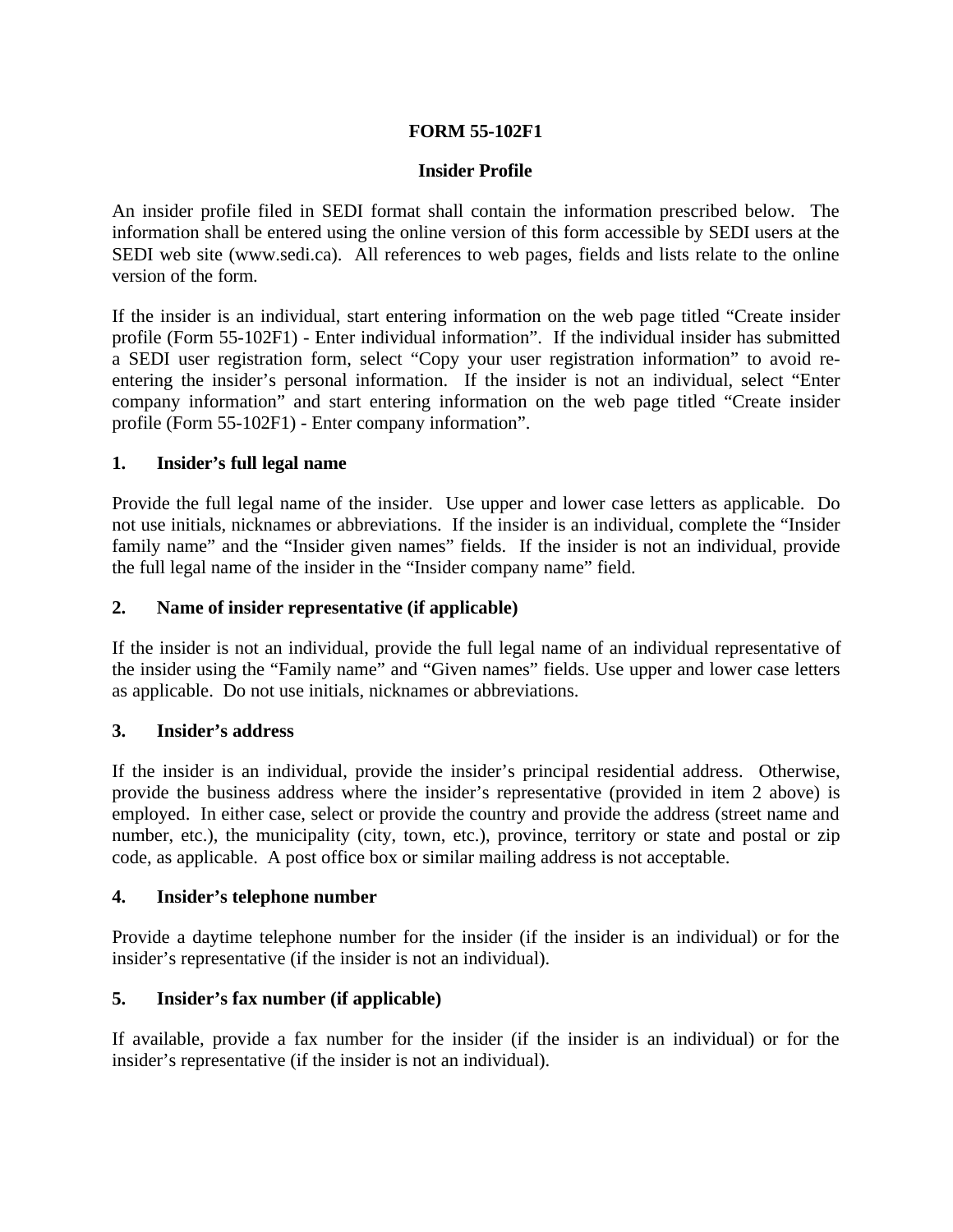**FORM 55-102F1**

**Insider Profile**

An insider profile filed in SEDI format shall contain the information prescribed below. The information shall be entered using the online version of this form accessible by SEDI users at the SEDI web site (www.sedi.ca). All references to web pages, fields and lists relate to the online version of the form.

If the insider is an individual, start entering information on the web page titled "Create insider profile (Form 55-102F1) - Enter individual information". If the individual insider has submitted a SEDI user registration form, select "Copy your user registration information" to avoid re-entering the insider's personal information. If the insider is not an individual, select "Enter company information" and start entering information on the web page titled "Create insider profile (Form 55-102F1) - Enter company information".

**1. Insider's full legal name**

Provide the full legal name of the insider. Use upper and lower case letters as applicable. Do not use initials, nicknames or abbreviations. If the insider is an individual, complete the "Insider family name" and the "Insider given names" fields. If the insider is not an individual, provide the full legal name of the insider in the "Insider company name" field.

**2. Name of insider representative (if applicable)**

If the insider is not an individual, provide the full legal name of an individual representative of the insider using the "Family name" and "Given names" fields. Use upper and lower case letters as applicable. Do not use initials, nicknames or abbreviations.

**3. Insider's address**

If the insider is an individual, provide the insider's principal residential address. Otherwise, provide the business address where the insider's representative (provided in item 2 above) is employed. In either case, select or provide the country and provide the address (street name and number, etc.), the municipality (city, town, etc.), province, territory or state and postal or zip code, as applicable. A post office box or similar mailing address is not acceptable.

**4. Insider's telephone number**

Provide a daytime telephone number for the insider (if the insider is an individual) or for the insider's representative (if the insider is not an individual).

**5. Insider's fax number (if applicable)**

If available, provide a fax number for the insider (if the insider is an individual) or for the insider's representative (if the insider is not an individual).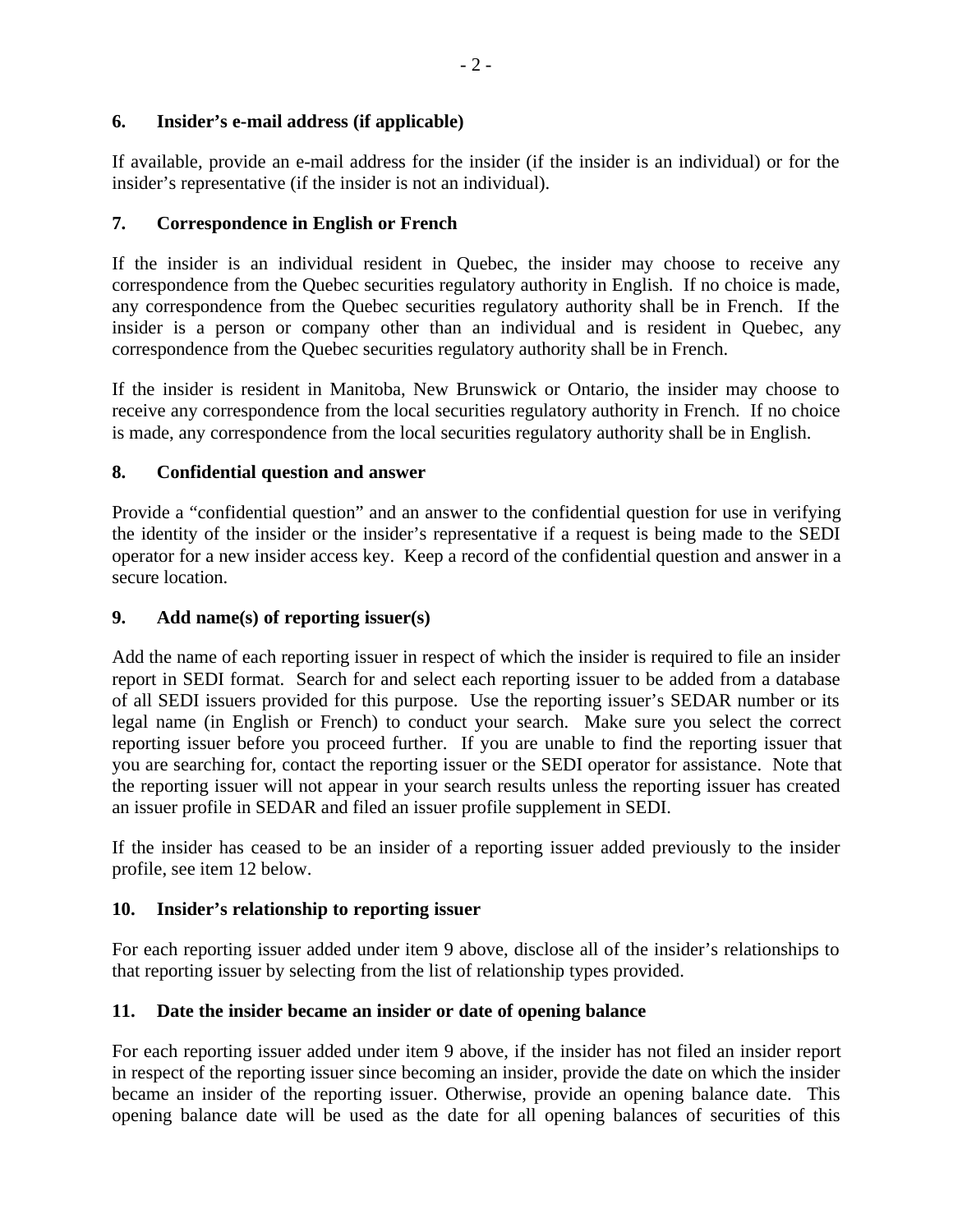**6. Insider's e-mail address (if applicable)**

If available, provide an e-mail address for the insider (if the insider is an individual) or for the insider's representative (if the insider is not an individual).

**7. Correspondence in English or French**

If the insider is an individual resident in Quebec, the insider may choose to receive any correspondence from the Quebec securities regulatory authority in English. If no choice is made, any correspondence from the Quebec securities regulatory authority shall be in French. If the insider is a person or company other than an individual and is resident in Quebec, any correspondence from the Quebec securities regulatory authority shall be in French.

If the insider is resident in Manitoba, New Brunswick or Ontario, the insider may choose to receive any correspondence from the local securities regulatory authority in French. If no choice is made, any correspondence from the local securities regulatory authority shall be in English.

**8. Confidential question and answer**

Provide a "confidential question" and an answer to the confidential question for use in verifying the identity of the insider or the insider's representative if a request is being made to the SEDI operator for a new insider access key. Keep a record of the confidential question and answer in a secure location.

**9. Add name(s) of reporting issuer(s)**

Add the name of each reporting issuer in respect of which the insider is required to file an insider report in SEDI format. Search for and select each reporting issuer to be added from a database of all SEDI issuers provided for this purpose. Use the reporting issuer's SEDAR number or its legal name (in English or French) to conduct your search. Make sure you select the correct reporting issuer before you proceed further. If you are unable to find the reporting issuer that you are searching for, contact the reporting issuer or the SEDI operator for assistance. Note that the reporting issuer will not appear in your search results unless the reporting issuer has created an issuer profile in SEDAR and filed an issuer profile supplement in SEDI.

If the insider has ceased to be an insider of a reporting issuer added previously to the insider profile, see item 12 below.

**10. Insider's relationship to reporting issuer**

For each reporting issuer added under item 9 above, disclose all of the insider's relationships to that reporting issuer by selecting from the list of relationship types provided.

**11. Date the insider became an insider or date of opening balance**

For each reporting issuer added under item 9 above, if the insider has not filed an insider report in respect of the reporting issuer since becoming an insider, provide the date on which the insider became an insider of the reporting issuer. Otherwise, provide an opening balance date. This opening balance date will be used as the date for all opening balances of securities of this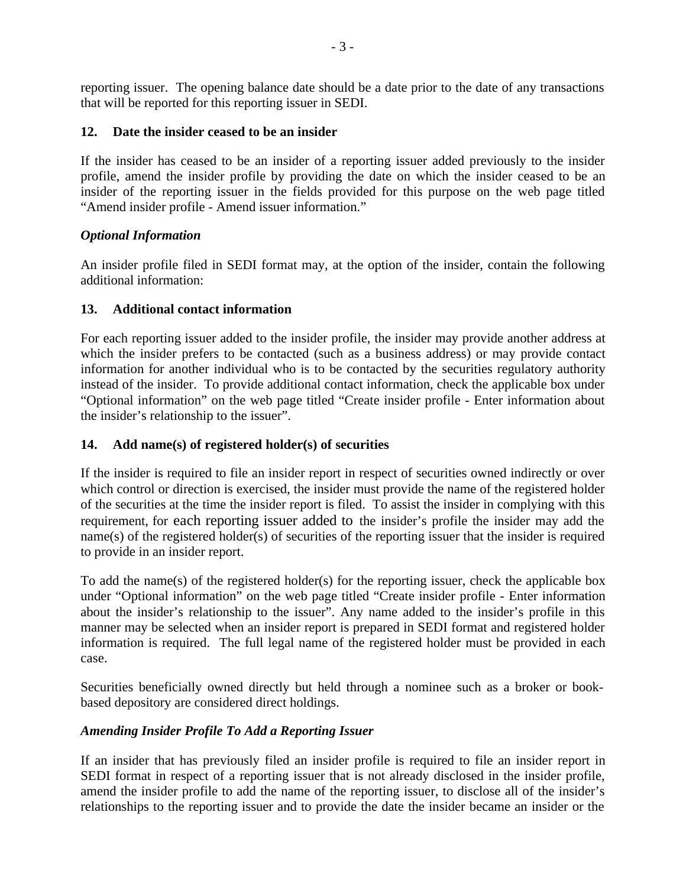reporting issuer. The opening balance date should be a date prior to the date of any transactions that will be reported for this reporting issuer in SEDI.

**12. Date the insider ceased to be an insider**

If the insider has ceased to be an insider of a reporting issuer added previously to the insider profile, amend the insider profile by providing the date on which the insider ceased to be an insider of the reporting issuer in the fields provided for this purpose on the web page titled "Amend insider profile - Amend issuer information."

***Optional Information***

An insider profile filed in SEDI format may, at the option of the insider, contain the following additional information:

**13. Additional contact information**

For each reporting issuer added to the insider profile, the insider may provide another address at which the insider prefers to be contacted (such as a business address) or may provide contact information for another individual who is to be contacted by the securities regulatory authority instead of the insider. To provide additional contact information, check the applicable box under "Optional information" on the web page titled "Create insider profile - Enter information about the insider's relationship to the issuer".

**14. Add name(s) of registered holder(s) of securities**

If the insider is required to file an insider report in respect of securities owned indirectly or over which control or direction is exercised, the insider must provide the name of the registered holder of the securities at the time the insider report is filed. To assist the insider in complying with this requirement, for each reporting issuer added to the insider's profile the insider may add the name(s) of the registered holder(s) of securities of the reporting issuer that the insider is required to provide in an insider report.

To add the name(s) of the registered holder(s) for the reporting issuer, check the applicable box under "Optional information" on the web page titled "Create insider profile - Enter information about the insider's relationship to the issuer". Any name added to the insider's profile in this manner may be selected when an insider report is prepared in SEDI format and registered holder information is required. The full legal name of the registered holder must be provided in each case.

Securities beneficially owned directly but held through a nominee such as a broker or book-based depository are considered direct holdings.

***Amending Insider Profile To Add a Reporting Issuer***

If an insider that has previously filed an insider profile is required to file an insider report in SEDI format in respect of a reporting issuer that is not already disclosed in the insider profile, amend the insider profile to add the name of the reporting issuer, to disclose all of the insider's relationships to the reporting issuer and to provide the date the insider became an insider or the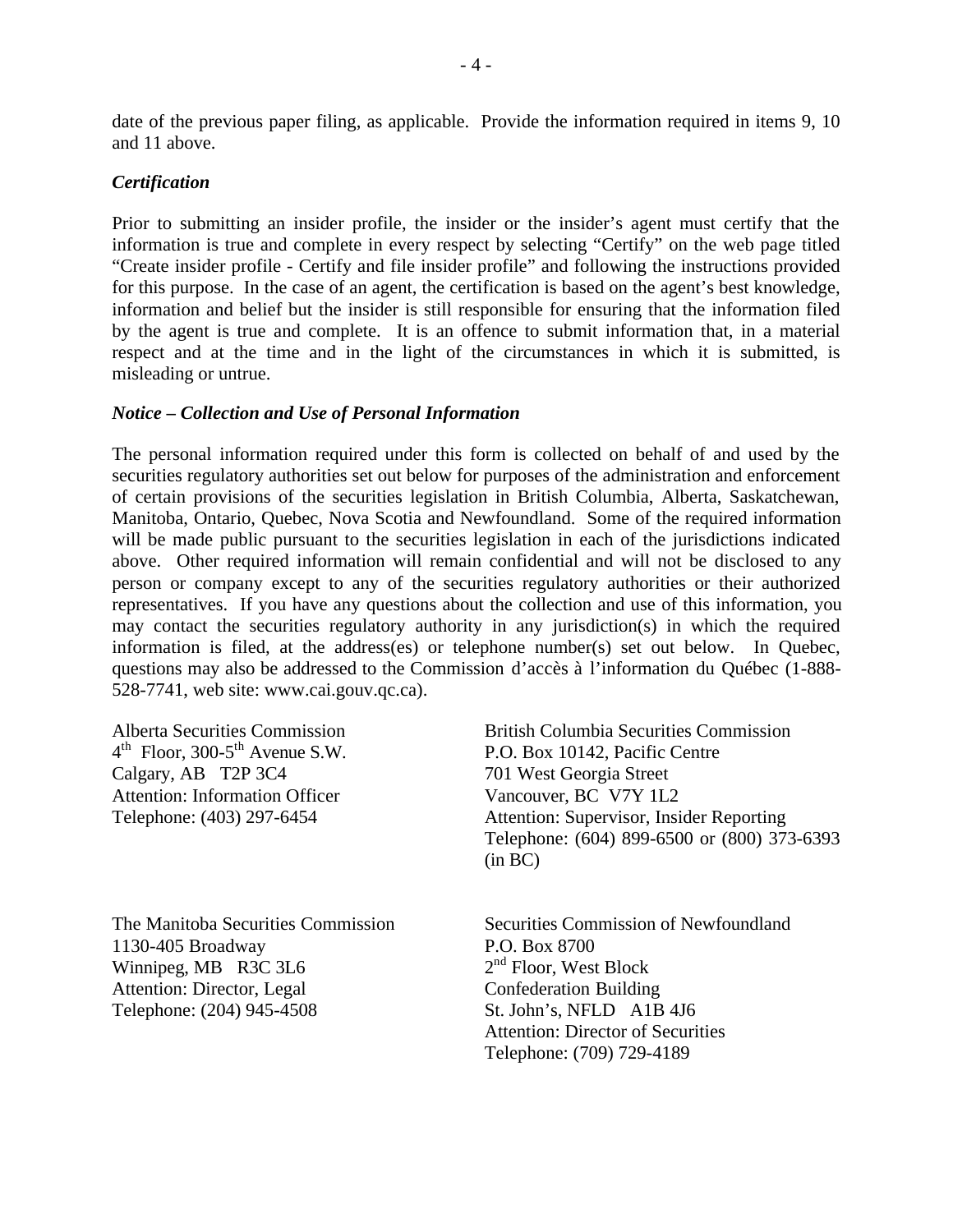date of the previous paper filing, as applicable. Provide the information required in items 9, 10 and 11 above.

***Certification***

Prior to submitting an insider profile, the insider or the insider's agent must certify that the information is true and complete in every respect by selecting "Certify" on the web page titled "Create insider profile - Certify and file insider profile" and following the instructions provided for this purpose. In the case of an agent, the certification is based on the agent's best knowledge, information and belief but the insider is still responsible for ensuring that the information filed by the agent is true and complete. It is an offence to submit information that, in a material respect and at the time and in the light of the circumstances in which it is submitted, is misleading or untrue.

***Notice – Collection and Use of Personal Information***

The personal information required under this form is collected on behalf of and used by the securities regulatory authorities set out below for purposes of the administration and enforcement of certain provisions of the securities legislation in British Columbia, Alberta, Saskatchewan, Manitoba, Ontario, Quebec, Nova Scotia and Newfoundland. Some of the required information will be made public pursuant to the securities legislation in each of the jurisdictions indicated above. Other required information will remain confidential and will not be disclosed to any person or company except to any of the securities regulatory authorities or their authorized representatives. If you have any questions about the collection and use of this information, you may contact the securities regulatory authority in any jurisdiction(s) in which the required information is filed, at the address(es) or telephone number(s) set out below. In Quebec, questions may also be addressed to the Commission d'accès à l'information du Québec (1-888-528-7741, web site: www.cai.gouv.qc.ca).

Alberta Securities Commission
4th Floor, 300-5th Avenue S.W.
Calgary, AB T2P 3C4
Attention: Information Officer
Telephone: (403) 297-6454

British Columbia Securities Commission
P.O. Box 10142, Pacific Centre
701 West Georgia Street
Vancouver, BC V7Y 1L2
Attention: Supervisor, Insider Reporting
Telephone: (604) 899-6500 or (800) 373-6393 (in BC)

The Manitoba Securities Commission
1130-405 Broadway
Winnipeg, MB R3C 3L6
Attention: Director, Legal
Telephone: (204) 945-4508

Securities Commission of Newfoundland
P.O. Box 8700
2nd Floor, West Block
Confederation Building
St. John's, NFLD A1B 4J6
Attention: Director of Securities
Telephone: (709) 729-4189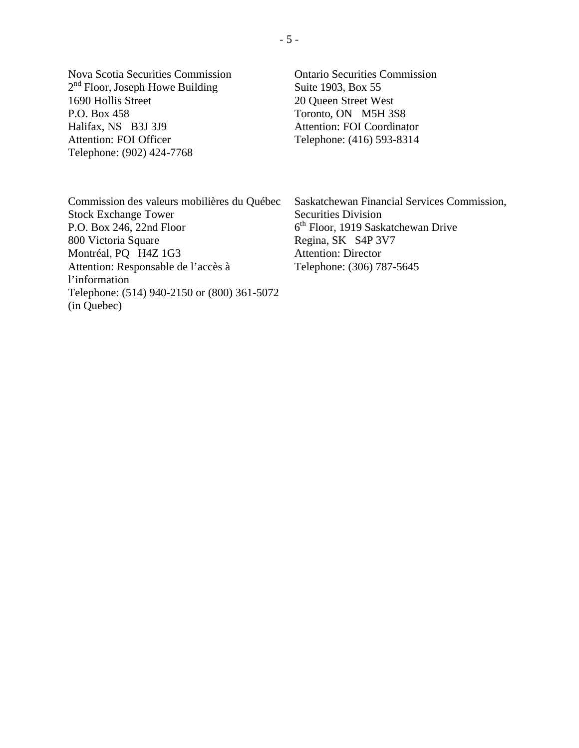Nova Scotia Securities Commission
2nd Floor, Joseph Howe Building
1690 Hollis Street
P.O. Box 458
Halifax, NS B3J 3J9
Attention: FOI Officer
Telephone: (902) 424-7768

Ontario Securities Commission
Suite 1903, Box 55
20 Queen Street West
Toronto, ON M5H 3S8
Attention: FOI Coordinator
Telephone: (416) 593-8314

Commission des valeurs mobilières du Québec
Stock Exchange Tower
P.O. Box 246, 22nd Floor
800 Victoria Square
Montréal, PQ H4Z 1G3
Attention: Responsable de l'accès à l'information
Telephone: (514) 940-2150 or (800) 361-5072 (in Quebec)

Saskatchewan Financial Services Commission, Securities Division
6th Floor, 1919 Saskatchewan Drive
Regina, SK S4P 3V7
Attention: Director
Telephone: (306) 787-5645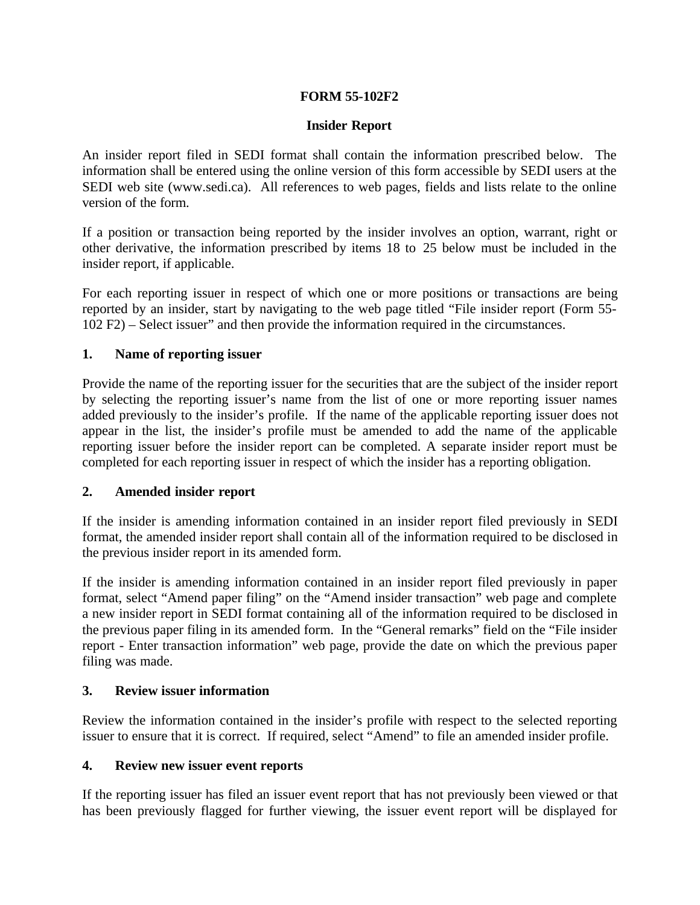**FORM 55-102F2**

**Insider Report**

An insider report filed in SEDI format shall contain the information prescribed below. The information shall be entered using the online version of this form accessible by SEDI users at the SEDI web site (www.sedi.ca). All references to web pages, fields and lists relate to the online version of the form.

If a position or transaction being reported by the insider involves an option, warrant, right or other derivative, the information prescribed by items 18 to 25 below must be included in the insider report, if applicable.

For each reporting issuer in respect of which one or more positions or transactions are being reported by an insider, start by navigating to the web page titled "File insider report (Form 55-102 F2) – Select issuer" and then provide the information required in the circumstances.

**1. Name of reporting issuer**

Provide the name of the reporting issuer for the securities that are the subject of the insider report by selecting the reporting issuer's name from the list of one or more reporting issuer names added previously to the insider's profile. If the name of the applicable reporting issuer does not appear in the list, the insider's profile must be amended to add the name of the applicable reporting issuer before the insider report can be completed. A separate insider report must be completed for each reporting issuer in respect of which the insider has a reporting obligation.

**2. Amended insider report**

If the insider is amending information contained in an insider report filed previously in SEDI format, the amended insider report shall contain all of the information required to be disclosed in the previous insider report in its amended form.

If the insider is amending information contained in an insider report filed previously in paper format, select "Amend paper filing" on the "Amend insider transaction" web page and complete a new insider report in SEDI format containing all of the information required to be disclosed in the previous paper filing in its amended form. In the "General remarks" field on the "File insider report - Enter transaction information" web page, provide the date on which the previous paper filing was made.

**3. Review issuer information**

Review the information contained in the insider's profile with respect to the selected reporting issuer to ensure that it is correct. If required, select "Amend" to file an amended insider profile.

**4. Review new issuer event reports**

If the reporting issuer has filed an issuer event report that has not previously been viewed or that has been previously flagged for further viewing, the issuer event report will be displayed for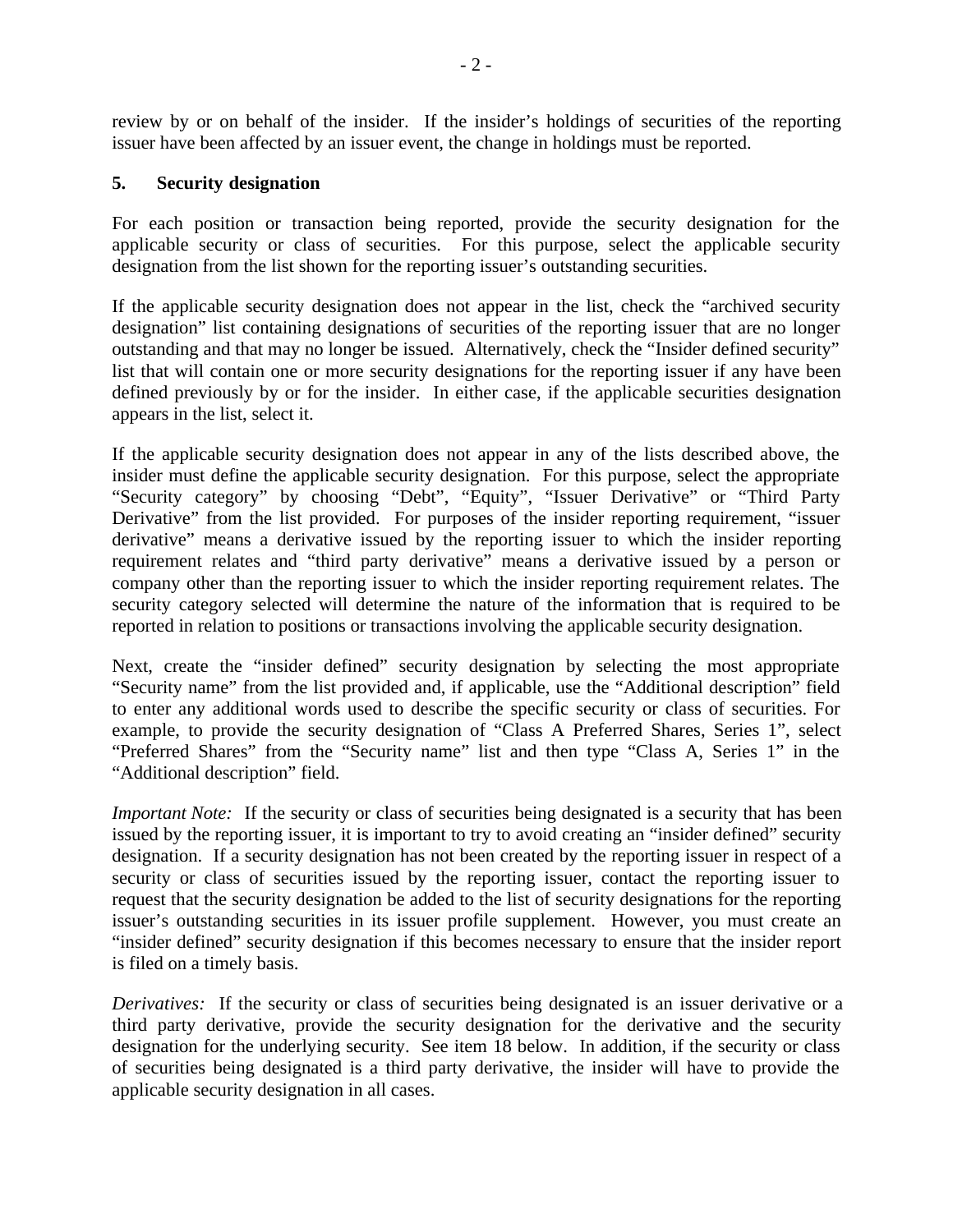review by or on behalf of the insider. If the insider's holdings of securities of the reporting issuer have been affected by an issuer event, the change in holdings must be reported.

**5. Security designation**

For each position or transaction being reported, provide the security designation for the applicable security or class of securities. For this purpose, select the applicable security designation from the list shown for the reporting issuer's outstanding securities.

If the applicable security designation does not appear in the list, check the "archived security designation" list containing designations of securities of the reporting issuer that are no longer outstanding and that may no longer be issued. Alternatively, check the "Insider defined security" list that will contain one or more security designations for the reporting issuer if any have been defined previously by or for the insider. In either case, if the applicable securities designation appears in the list, select it.

If the applicable security designation does not appear in any of the lists described above, the insider must define the applicable security designation. For this purpose, select the appropriate "Security category" by choosing "Debt", "Equity", "Issuer Derivative" or "Third Party Derivative" from the list provided. For purposes of the insider reporting requirement, "issuer derivative" means a derivative issued by the reporting issuer to which the insider reporting requirement relates and "third party derivative" means a derivative issued by a person or company other than the reporting issuer to which the insider reporting requirement relates. The security category selected will determine the nature of the information that is required to be reported in relation to positions or transactions involving the applicable security designation.

Next, create the "insider defined" security designation by selecting the most appropriate "Security name" from the list provided and, if applicable, use the "Additional description" field to enter any additional words used to describe the specific security or class of securities. For example, to provide the security designation of "Class A Preferred Shares, Series 1", select "Preferred Shares" from the "Security name" list and then type "Class A, Series 1" in the "Additional description" field.

*Important Note:* If the security or class of securities being designated is a security that has been issued by the reporting issuer, it is important to try to avoid creating an "insider defined" security designation. If a security designation has not been created by the reporting issuer in respect of a security or class of securities issued by the reporting issuer, contact the reporting issuer to request that the security designation be added to the list of security designations for the reporting issuer's outstanding securities in its issuer profile supplement. However, you must create an "insider defined" security designation if this becomes necessary to ensure that the insider report is filed on a timely basis.

*Derivatives:* If the security or class of securities being designated is an issuer derivative or a third party derivative, provide the security designation for the derivative and the security designation for the underlying security. See item 18 below. In addition, if the security or class of securities being designated is a third party derivative, the insider will have to provide the applicable security designation in all cases.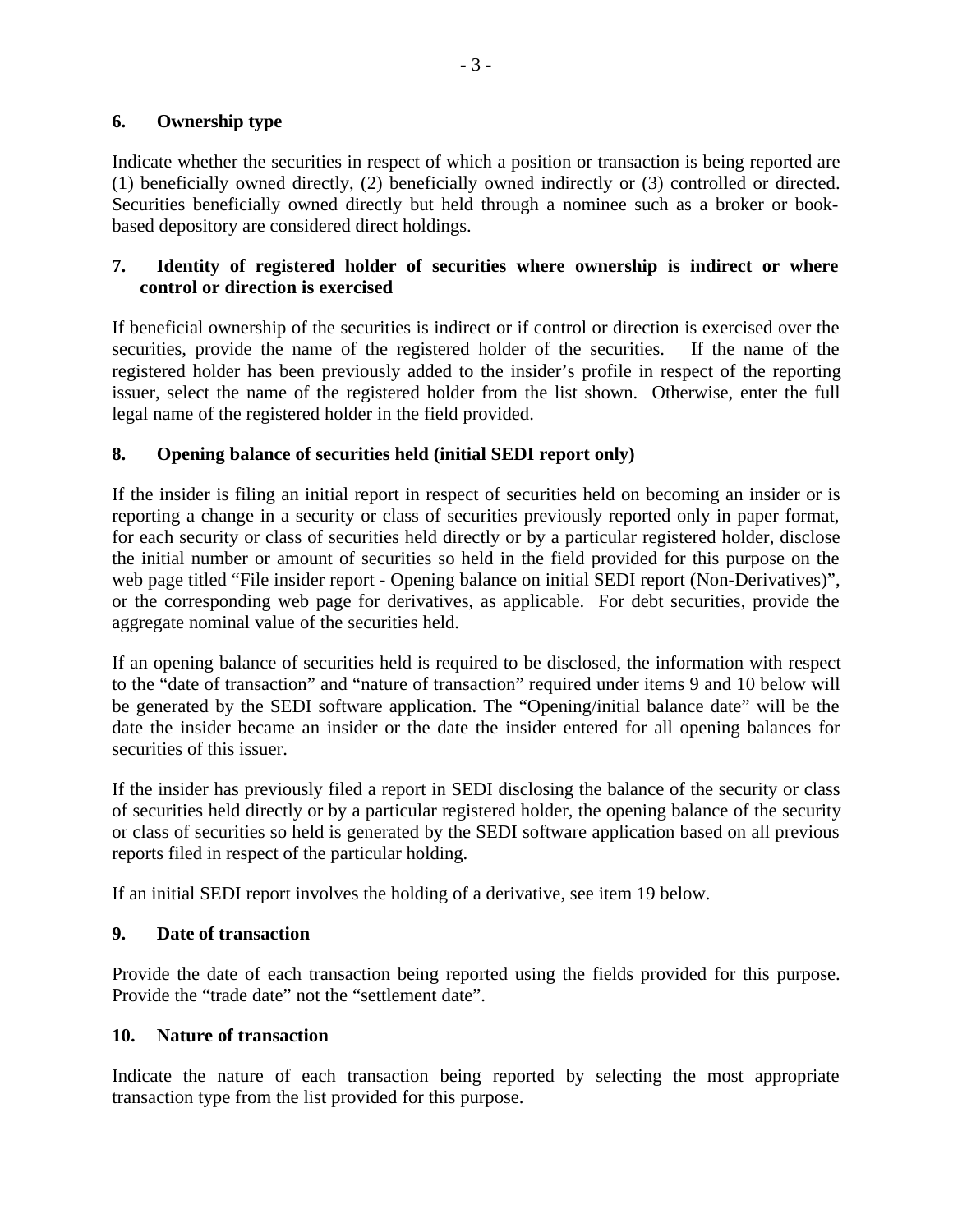### 6. Ownership type

Indicate whether the securities in respect of which a position or transaction is being reported are (1) beneficially owned directly, (2) beneficially owned indirectly or (3) controlled or directed. Securities beneficially owned directly but held through a nominee such as a broker or book-based depository are considered direct holdings.

### 7. Identity of registered holder of securities where ownership is indirect or where control or direction is exercised

If beneficial ownership of the securities is indirect or if control or direction is exercised over the securities, provide the name of the registered holder of the securities. If the name of the registered holder has been previously added to the insider's profile in respect of the reporting issuer, select the name of the registered holder from the list shown. Otherwise, enter the full legal name of the registered holder in the field provided.

### 8. Opening balance of securities held (initial SEDI report only)

If the insider is filing an initial report in respect of securities held on becoming an insider or is reporting a change in a security or class of securities previously reported only in paper format, for each security or class of securities held directly or by a particular registered holder, disclose the initial number or amount of securities so held in the field provided for this purpose on the web page titled "File insider report - Opening balance on initial SEDI report (Non-Derivatives)", or the corresponding web page for derivatives, as applicable. For debt securities, provide the aggregate nominal value of the securities held.

If an opening balance of securities held is required to be disclosed, the information with respect to the "date of transaction" and "nature of transaction" required under items 9 and 10 below will be generated by the SEDI software application. The "Opening/initial balance date" will be the date the insider became an insider or the date the insider entered for all opening balances for securities of this issuer.

If the insider has previously filed a report in SEDI disclosing the balance of the security or class of securities held directly or by a particular registered holder, the opening balance of the security or class of securities so held is generated by the SEDI software application based on all previous reports filed in respect of the particular holding.

If an initial SEDI report involves the holding of a derivative, see item 19 below.

### 9. Date of transaction

Provide the date of each transaction being reported using the fields provided for this purpose. Provide the "trade date" not the "settlement date".

### 10. Nature of transaction

Indicate the nature of each transaction being reported by selecting the most appropriate transaction type from the list provided for this purpose.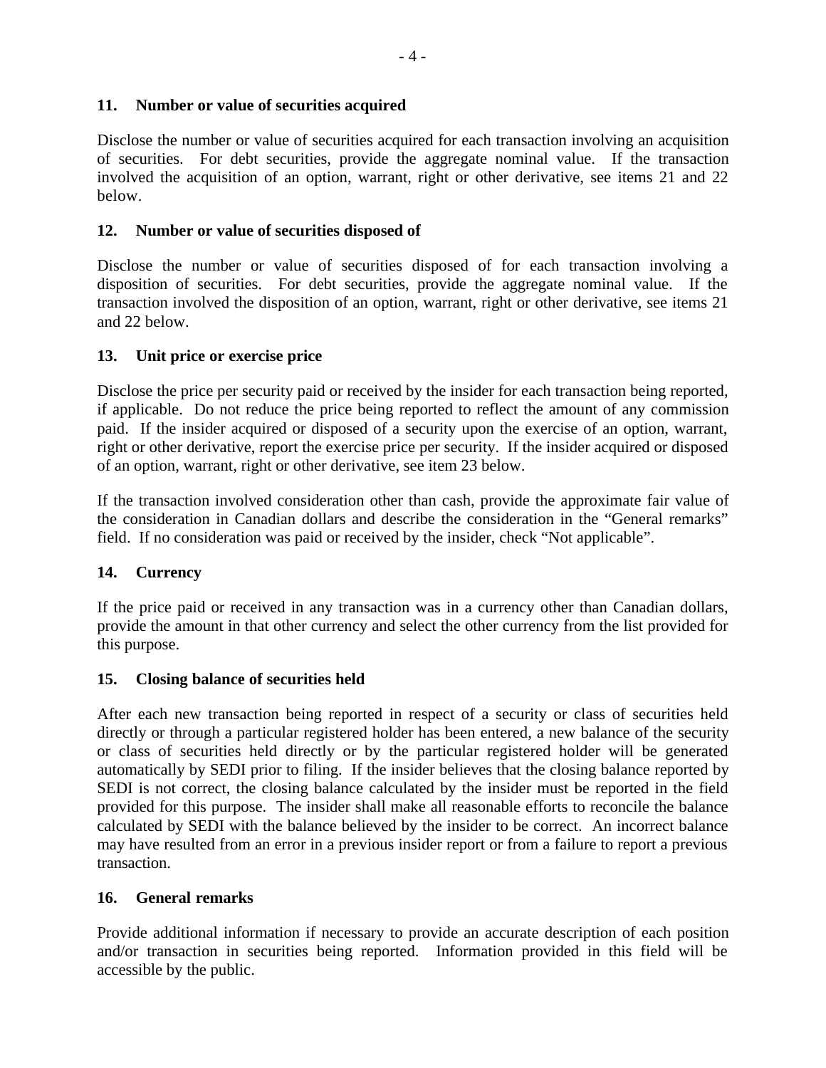## 11. Number or value of securities acquired

Disclose the number or value of securities acquired for each transaction involving an acquisition of securities. For debt securities, provide the aggregate nominal value. If the transaction involved the acquisition of an option, warrant, right or other derivative, see items 21 and 22 below.

## 12. Number or value of securities disposed of

Disclose the number or value of securities disposed of for each transaction involving a disposition of securities. For debt securities, provide the aggregate nominal value. If the transaction involved the disposition of an option, warrant, right or other derivative, see items 21 and 22 below.

## 13. Unit price or exercise price

Disclose the price per security paid or received by the insider for each transaction being reported, if applicable. Do not reduce the price being reported to reflect the amount of any commission paid. If the insider acquired or disposed of a security upon the exercise of an option, warrant, right or other derivative, report the exercise price per security. If the insider acquired or disposed of an option, warrant, right or other derivative, see item 23 below.

If the transaction involved consideration other than cash, provide the approximate fair value of the consideration in Canadian dollars and describe the consideration in the "General remarks" field. If no consideration was paid or received by the insider, check "Not applicable".

## 14. Currency

If the price paid or received in any transaction was in a currency other than Canadian dollars, provide the amount in that other currency and select the other currency from the list provided for this purpose.

## 15. Closing balance of securities held

After each new transaction being reported in respect of a security or class of securities held directly or through a particular registered holder has been entered, a new balance of the security or class of securities held directly or by the particular registered holder will be generated automatically by SEDI prior to filing. If the insider believes that the closing balance reported by SEDI is not correct, the closing balance calculated by the insider must be reported in the field provided for this purpose. The insider shall make all reasonable efforts to reconcile the balance calculated by SEDI with the balance believed by the insider to be correct. An incorrect balance may have resulted from an error in a previous insider report or from a failure to report a previous transaction.

## 16. General remarks

Provide additional information if necessary to provide an accurate description of each position and/or transaction in securities being reported. Information provided in this field will be accessible by the public.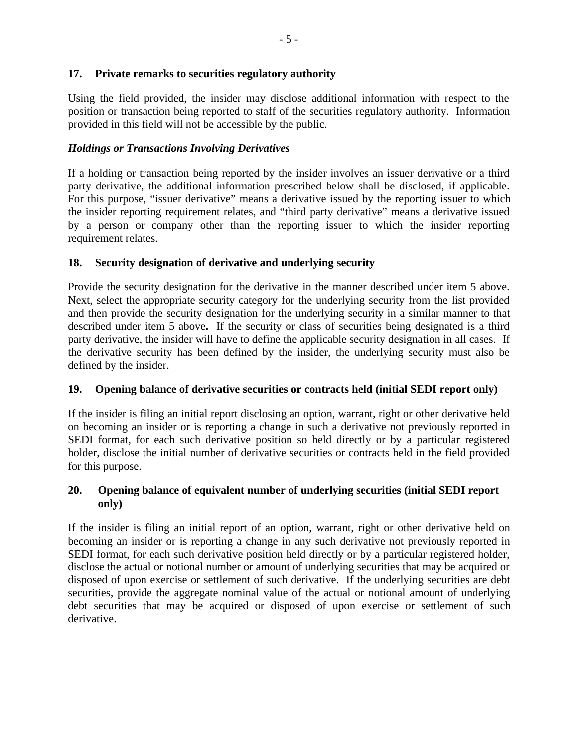**17. Private remarks to securities regulatory authority**

Using the field provided, the insider may disclose additional information with respect to the position or transaction being reported to staff of the securities regulatory authority. Information provided in this field will not be accessible by the public.

***Holdings or Transactions Involving Derivatives***

If a holding or transaction being reported by the insider involves an issuer derivative or a third party derivative, the additional information prescribed below shall be disclosed, if applicable. For this purpose, "issuer derivative" means a derivative issued by the reporting issuer to which the insider reporting requirement relates, and "third party derivative" means a derivative issued by a person or company other than the reporting issuer to which the insider reporting requirement relates.

**18. Security designation of derivative and underlying security**

Provide the security designation for the derivative in the manner described under item 5 above. Next, select the appropriate security category for the underlying security from the list provided and then provide the security designation for the underlying security in a similar manner to that described under item 5 above**.** If the security or class of securities being designated is a third party derivative, the insider will have to define the applicable security designation in all cases. If the derivative security has been defined by the insider, the underlying security must also be defined by the insider.

**19. Opening balance of derivative securities or contracts held (initial SEDI report only)**

If the insider is filing an initial report disclosing an option, warrant, right or other derivative held on becoming an insider or is reporting a change in such a derivative not previously reported in SEDI format, for each such derivative position so held directly or by a particular registered holder, disclose the initial number of derivative securities or contracts held in the field provided for this purpose.

**20. Opening balance of equivalent number of underlying securities (initial SEDI report only)**

If the insider is filing an initial report of an option, warrant, right or other derivative held on becoming an insider or is reporting a change in any such derivative not previously reported in SEDI format, for each such derivative position held directly or by a particular registered holder, disclose the actual or notional number or amount of underlying securities that may be acquired or disposed of upon exercise or settlement of such derivative. If the underlying securities are debt securities, provide the aggregate nominal value of the actual or notional amount of underlying debt securities that may be acquired or disposed of upon exercise or settlement of such derivative.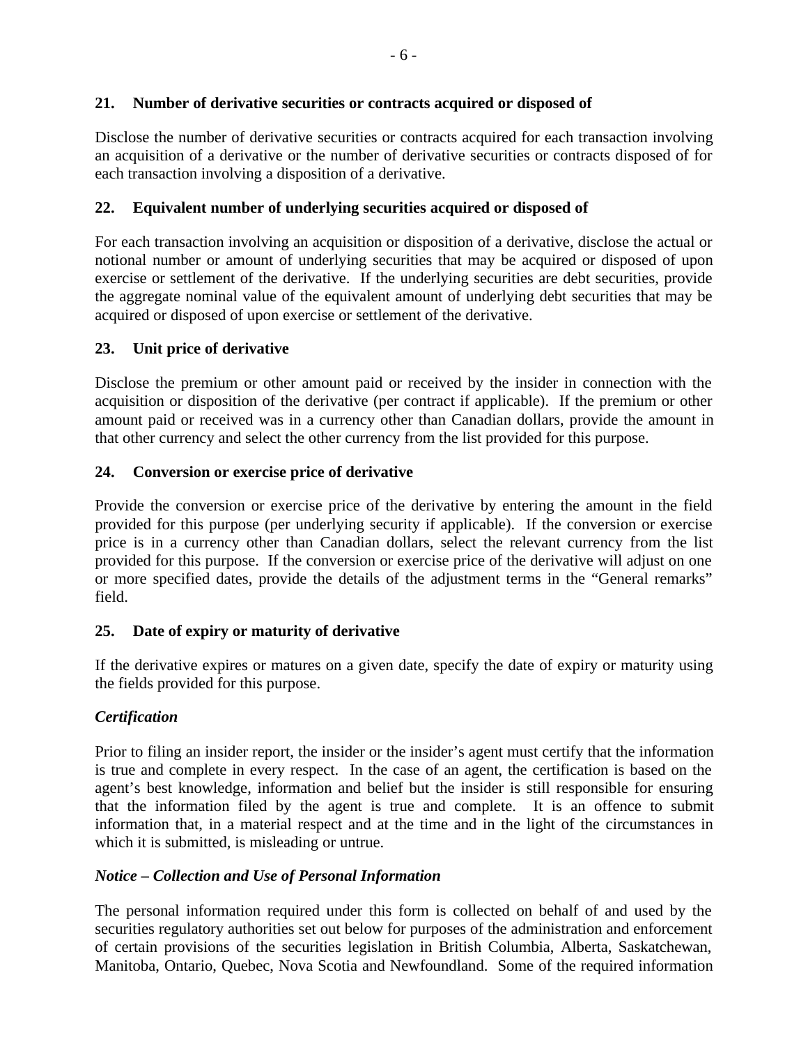### 21. Number of derivative securities or contracts acquired or disposed of

Disclose the number of derivative securities or contracts acquired for each transaction involving an acquisition of a derivative or the number of derivative securities or contracts disposed of for each transaction involving a disposition of a derivative.

### 22. Equivalent number of underlying securities acquired or disposed of

For each transaction involving an acquisition or disposition of a derivative, disclose the actual or notional number or amount of underlying securities that may be acquired or disposed of upon exercise or settlement of the derivative. If the underlying securities are debt securities, provide the aggregate nominal value of the equivalent amount of underlying debt securities that may be acquired or disposed of upon exercise or settlement of the derivative.

### 23. Unit price of derivative

Disclose the premium or other amount paid or received by the insider in connection with the acquisition or disposition of the derivative (per contract if applicable). If the premium or other amount paid or received was in a currency other than Canadian dollars, provide the amount in that other currency and select the other currency from the list provided for this purpose.

### 24. Conversion or exercise price of derivative

Provide the conversion or exercise price of the derivative by entering the amount in the field provided for this purpose (per underlying security if applicable). If the conversion or exercise price is in a currency other than Canadian dollars, select the relevant currency from the list provided for this purpose. If the conversion or exercise price of the derivative will adjust on one or more specified dates, provide the details of the adjustment terms in the "General remarks" field.

### 25. Date of expiry or maturity of derivative

If the derivative expires or matures on a given date, specify the date of expiry or maturity using the fields provided for this purpose.

***Certification***

Prior to filing an insider report, the insider or the insider's agent must certify that the information is true and complete in every respect. In the case of an agent, the certification is based on the agent's best knowledge, information and belief but the insider is still responsible for ensuring that the information filed by the agent is true and complete. It is an offence to submit information that, in a material respect and at the time and in the light of the circumstances in which it is submitted, is misleading or untrue.

***Notice – Collection and Use of Personal Information***

The personal information required under this form is collected on behalf of and used by the securities regulatory authorities set out below for purposes of the administration and enforcement of certain provisions of the securities legislation in British Columbia, Alberta, Saskatchewan, Manitoba, Ontario, Quebec, Nova Scotia and Newfoundland. Some of the required information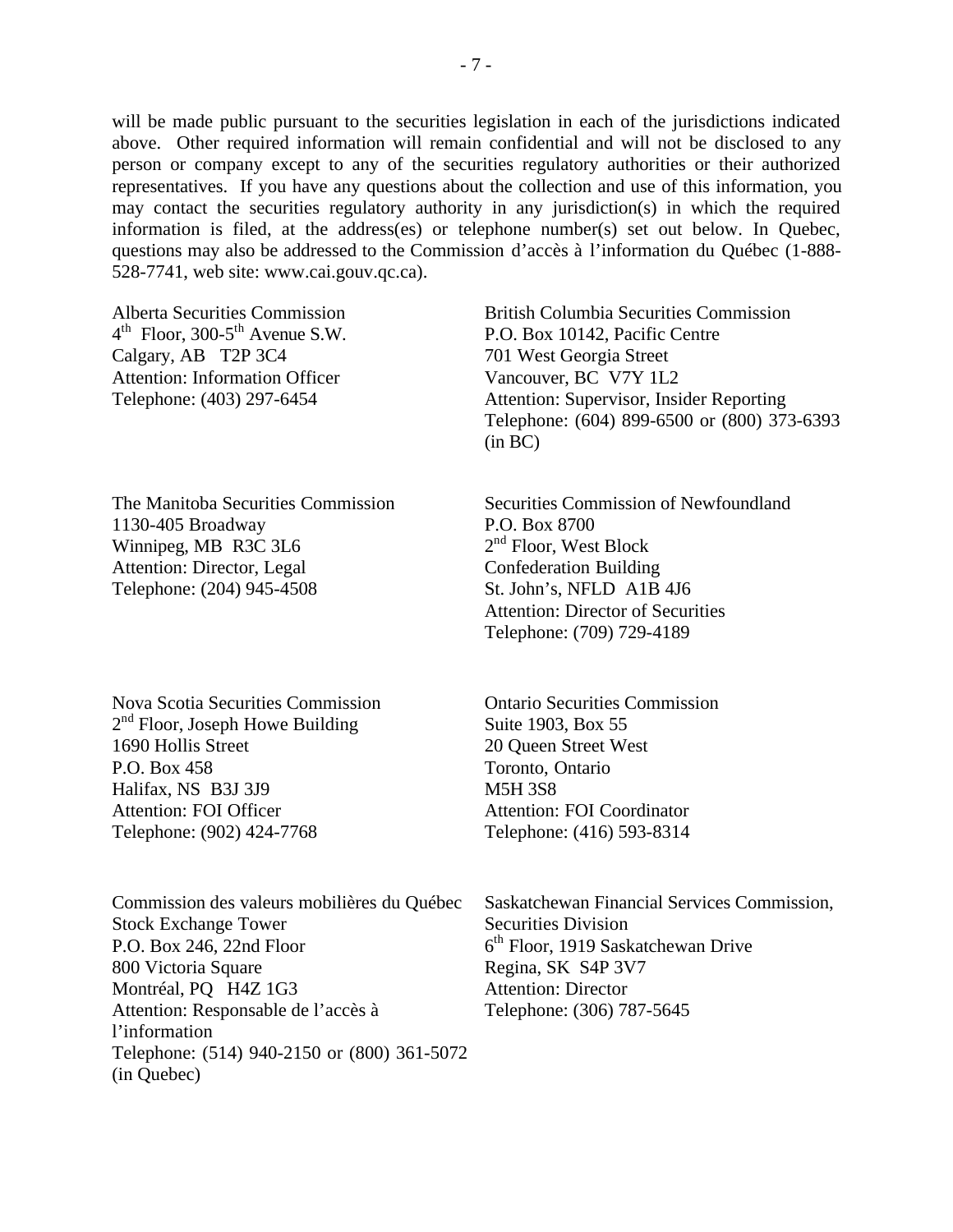will be made public pursuant to the securities legislation in each of the jurisdictions indicated above. Other required information will remain confidential and will not be disclosed to any person or company except to any of the securities regulatory authorities or their authorized representatives. If you have any questions about the collection and use of this information, you may contact the securities regulatory authority in any jurisdiction(s) in which the required information is filed, at the address(es) or telephone number(s) set out below. In Quebec, questions may also be addressed to the Commission d'accès à l'information du Québec (1-888-528-7741, web site: www.cai.gouv.qc.ca).

Alberta Securities Commission
4th Floor, 300-5th Avenue S.W.
Calgary, AB T2P 3C4
Attention: Information Officer
Telephone: (403) 297-6454

British Columbia Securities Commission
P.O. Box 10142, Pacific Centre
701 West Georgia Street
Vancouver, BC V7Y 1L2
Attention: Supervisor, Insider Reporting
Telephone: (604) 899-6500 or (800) 373-6393 (in BC)

The Manitoba Securities Commission
1130-405 Broadway
Winnipeg, MB R3C 3L6
Attention: Director, Legal
Telephone: (204) 945-4508

Securities Commission of Newfoundland
P.O. Box 8700
2nd Floor, West Block
Confederation Building
St. John's, NFLD A1B 4J6
Attention: Director of Securities
Telephone: (709) 729-4189

Nova Scotia Securities Commission
2nd Floor, Joseph Howe Building
1690 Hollis Street
P.O. Box 458
Halifax, NS B3J 3J9
Attention: FOI Officer
Telephone: (902) 424-7768

Ontario Securities Commission
Suite 1903, Box 55
20 Queen Street West
Toronto, Ontario
M5H 3S8
Attention: FOI Coordinator
Telephone: (416) 593-8314

Commission des valeurs mobilières du Québec
Stock Exchange Tower
P.O. Box 246, 22nd Floor
800 Victoria Square
Montréal, PQ H4Z 1G3
Attention: Responsable de l'accès à l'information
Telephone: (514) 940-2150 or (800) 361-5072 (in Quebec)

Saskatchewan Financial Services Commission, Securities Division
6th Floor, 1919 Saskatchewan Drive
Regina, SK S4P 3V7
Attention: Director
Telephone: (306) 787-5645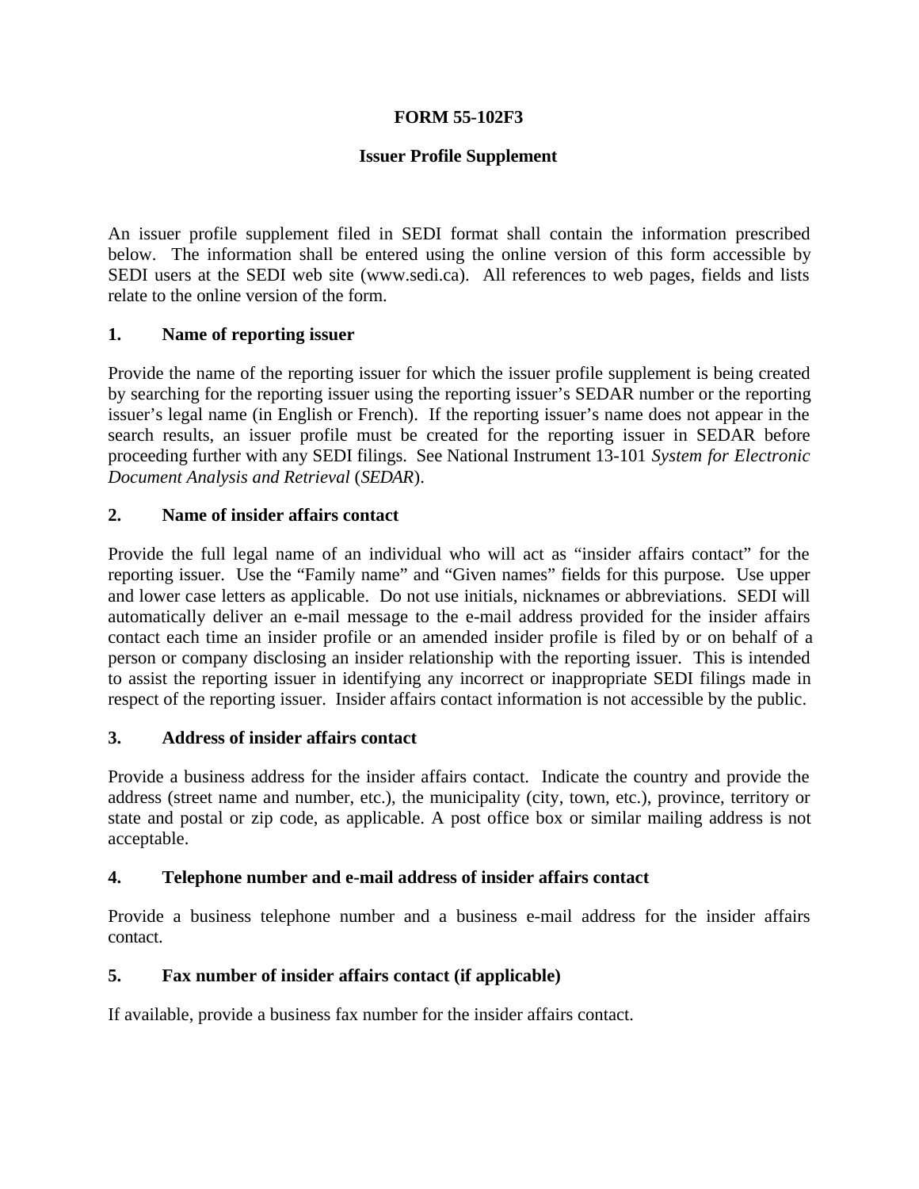# FORM 55-102F3

## Issuer Profile Supplement

An issuer profile supplement filed in SEDI format shall contain the information prescribed below. The information shall be entered using the online version of this form accessible by SEDI users at the SEDI web site (www.sedi.ca). All references to web pages, fields and lists relate to the online version of the form.

### 1. Name of reporting issuer

Provide the name of the reporting issuer for which the issuer profile supplement is being created by searching for the reporting issuer using the reporting issuer's SEDAR number or the reporting issuer's legal name (in English or French). If the reporting issuer's name does not appear in the search results, an issuer profile must be created for the reporting issuer in SEDAR before proceeding further with any SEDI filings. See National Instrument 13-101 *System for Electronic Document Analysis and Retrieval* (*SEDAR*).

### 2. Name of insider affairs contact

Provide the full legal name of an individual who will act as "insider affairs contact" for the reporting issuer. Use the "Family name" and "Given names" fields for this purpose. Use upper and lower case letters as applicable. Do not use initials, nicknames or abbreviations. SEDI will automatically deliver an e-mail message to the e-mail address provided for the insider affairs contact each time an insider profile or an amended insider profile is filed by or on behalf of a person or company disclosing an insider relationship with the reporting issuer. This is intended to assist the reporting issuer in identifying any incorrect or inappropriate SEDI filings made in respect of the reporting issuer. Insider affairs contact information is not accessible by the public.

### 3. Address of insider affairs contact

Provide a business address for the insider affairs contact. Indicate the country and provide the address (street name and number, etc.), the municipality (city, town, etc.), province, territory or state and postal or zip code, as applicable. A post office box or similar mailing address is not acceptable.

### 4. Telephone number and e-mail address of insider affairs contact

Provide a business telephone number and a business e-mail address for the insider affairs contact.

### 5. Fax number of insider affairs contact (if applicable)

If available, provide a business fax number for the insider affairs contact.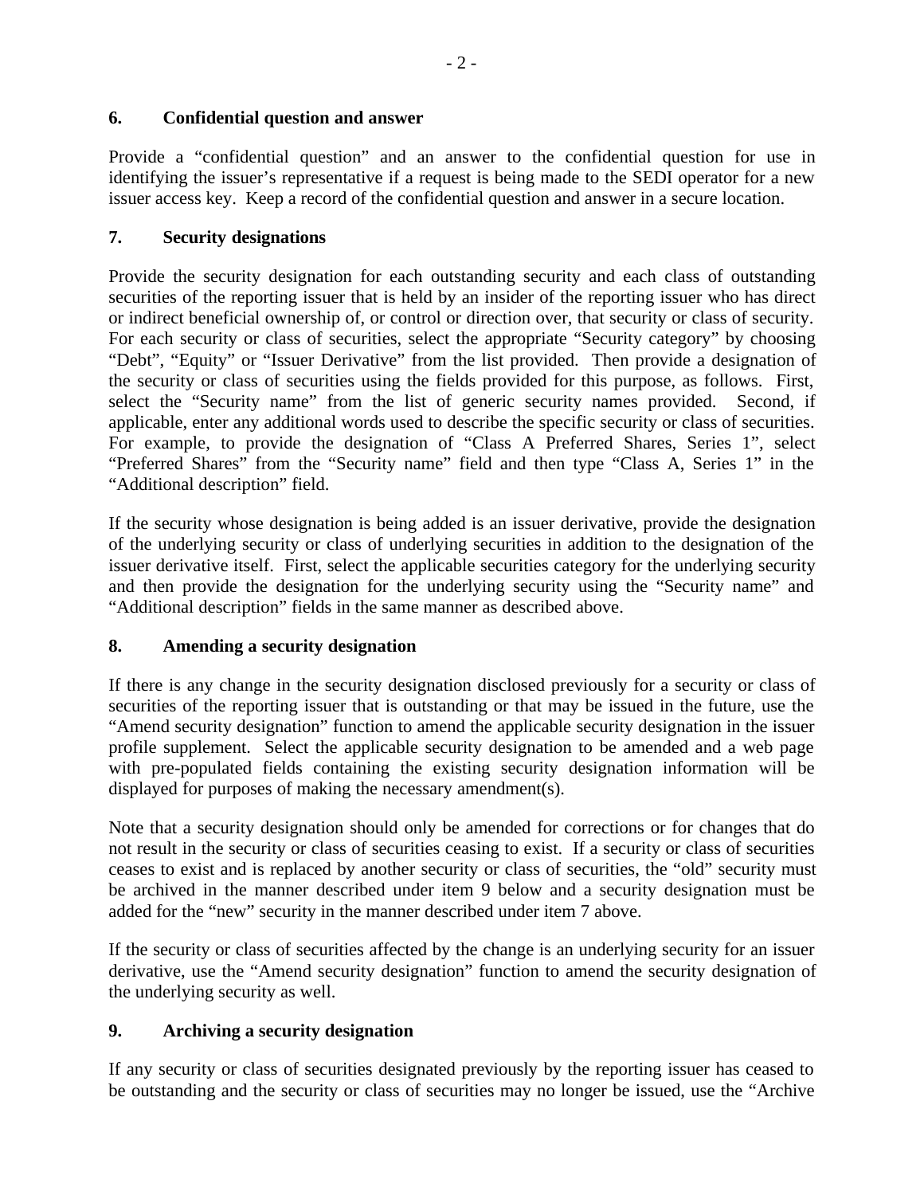### 6. Confidential question and answer

Provide a "confidential question" and an answer to the confidential question for use in identifying the issuer's representative if a request is being made to the SEDI operator for a new issuer access key. Keep a record of the confidential question and answer in a secure location.

### 7. Security designations

Provide the security designation for each outstanding security and each class of outstanding securities of the reporting issuer that is held by an insider of the reporting issuer who has direct or indirect beneficial ownership of, or control or direction over, that security or class of security. For each security or class of securities, select the appropriate "Security category" by choosing "Debt", "Equity" or "Issuer Derivative" from the list provided. Then provide a designation of the security or class of securities using the fields provided for this purpose, as follows. First, select the "Security name" from the list of generic security names provided. Second, if applicable, enter any additional words used to describe the specific security or class of securities. For example, to provide the designation of "Class A Preferred Shares, Series 1", select "Preferred Shares" from the "Security name" field and then type "Class A, Series 1" in the "Additional description" field.

If the security whose designation is being added is an issuer derivative, provide the designation of the underlying security or class of underlying securities in addition to the designation of the issuer derivative itself. First, select the applicable securities category for the underlying security and then provide the designation for the underlying security using the "Security name" and "Additional description" fields in the same manner as described above.

### 8. Amending a security designation

If there is any change in the security designation disclosed previously for a security or class of securities of the reporting issuer that is outstanding or that may be issued in the future, use the "Amend security designation" function to amend the applicable security designation in the issuer profile supplement. Select the applicable security designation to be amended and a web page with pre-populated fields containing the existing security designation information will be displayed for purposes of making the necessary amendment(s).

Note that a security designation should only be amended for corrections or for changes that do not result in the security or class of securities ceasing to exist. If a security or class of securities ceases to exist and is replaced by another security or class of securities, the "old" security must be archived in the manner described under item 9 below and a security designation must be added for the "new" security in the manner described under item 7 above.

If the security or class of securities affected by the change is an underlying security for an issuer derivative, use the "Amend security designation" function to amend the security designation of the underlying security as well.

### 9. Archiving a security designation

If any security or class of securities designated previously by the reporting issuer has ceased to be outstanding and the security or class of securities may no longer be issued, use the "Archive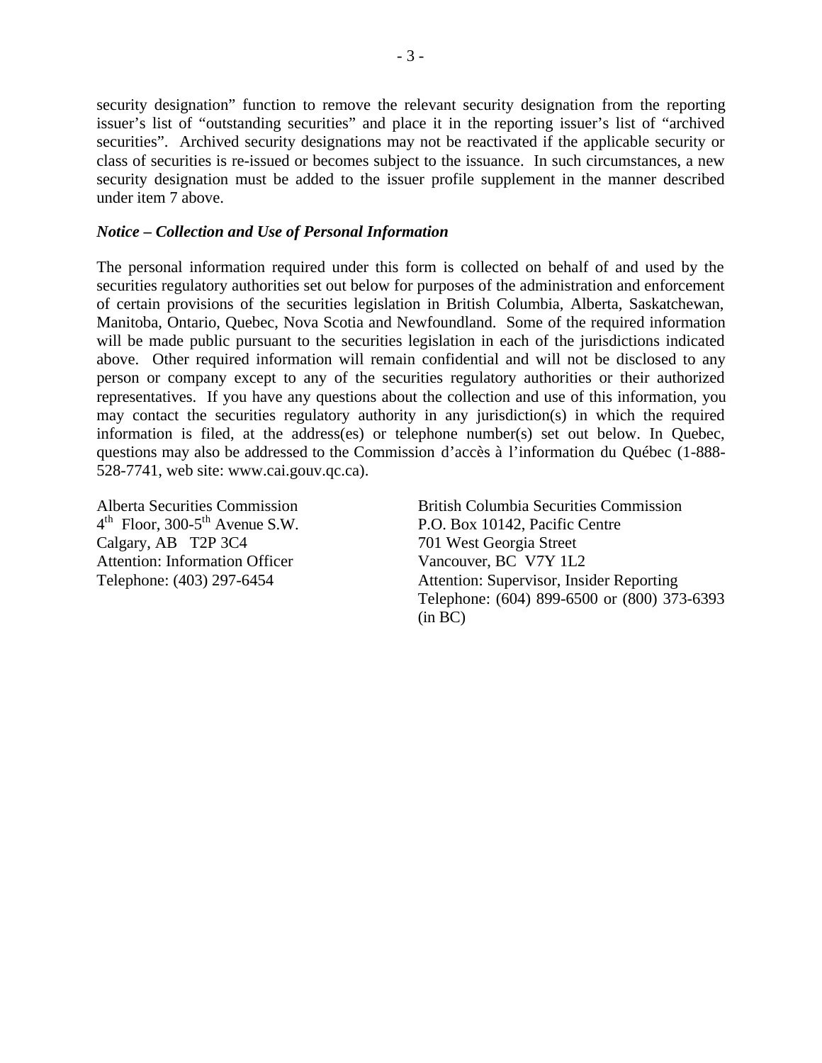security designation" function to remove the relevant security designation from the reporting issuer's list of "outstanding securities" and place it in the reporting issuer's list of "archived securities". Archived security designations may not be reactivated if the applicable security or class of securities is re-issued or becomes subject to the issuance. In such circumstances, a new security designation must be added to the issuer profile supplement in the manner described under item 7 above.

***Notice – Collection and Use of Personal Information***

The personal information required under this form is collected on behalf of and used by the securities regulatory authorities set out below for purposes of the administration and enforcement of certain provisions of the securities legislation in British Columbia, Alberta, Saskatchewan, Manitoba, Ontario, Quebec, Nova Scotia and Newfoundland. Some of the required information will be made public pursuant to the securities legislation in each of the jurisdictions indicated above. Other required information will remain confidential and will not be disclosed to any person or company except to any of the securities regulatory authorities or their authorized representatives. If you have any questions about the collection and use of this information, you may contact the securities regulatory authority in any jurisdiction(s) in which the required information is filed, at the address(es) or telephone number(s) set out below. In Quebec, questions may also be addressed to the Commission d'accès à l'information du Québec (1-888-528-7741, web site: www.cai.gouv.qc.ca).

Alberta Securities Commission
4th Floor, 300-5th Avenue S.W.
Calgary, AB T2P 3C4
Attention: Information Officer
Telephone: (403) 297-6454

British Columbia Securities Commission
P.O. Box 10142, Pacific Centre
701 West Georgia Street
Vancouver, BC V7Y 1L2
Attention: Supervisor, Insider Reporting
Telephone: (604) 899-6500 or (800) 373-6393 (in BC)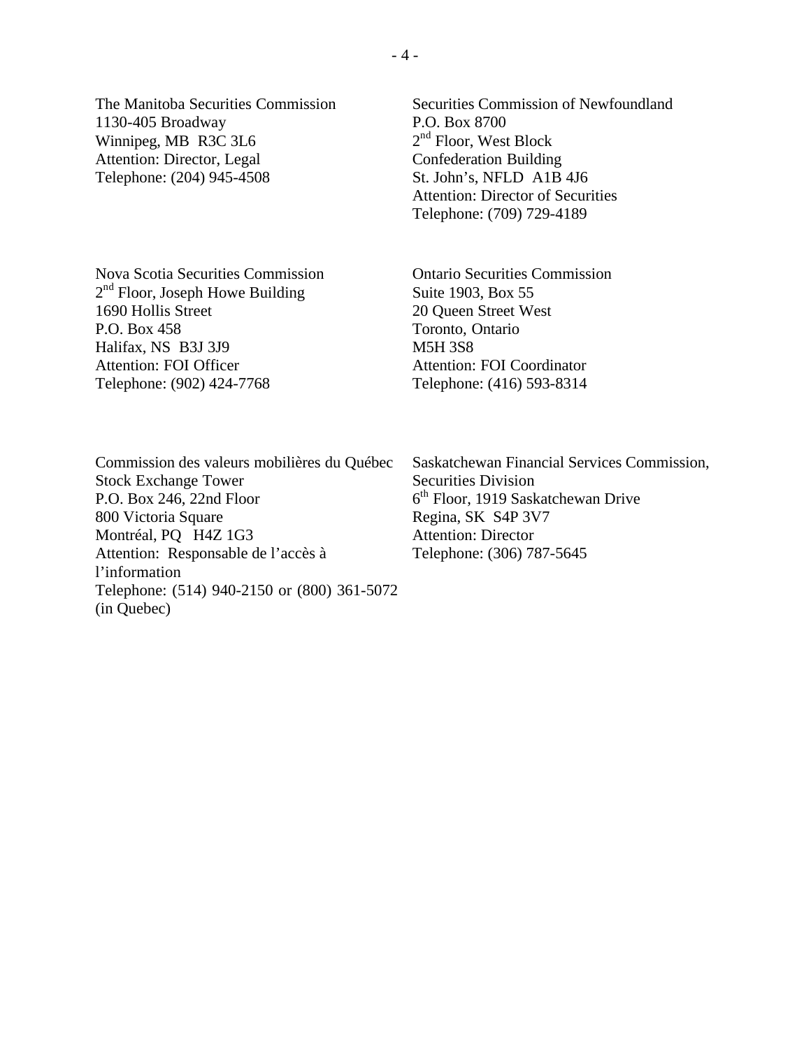The Manitoba Securities Commission
1130-405 Broadway
Winnipeg, MB  R3C 3L6
Attention: Director, Legal
Telephone: (204) 945-4508

Securities Commission of Newfoundland
P.O. Box 8700
2nd Floor, West Block
Confederation Building
St. John's, NFLD  A1B 4J6
Attention: Director of Securities
Telephone: (709) 729-4189

Nova Scotia Securities Commission
2nd Floor, Joseph Howe Building
1690 Hollis Street
P.O. Box 458
Halifax, NS  B3J 3J9
Attention: FOI Officer
Telephone: (902) 424-7768

Ontario Securities Commission
Suite 1903, Box 55
20 Queen Street West
Toronto, Ontario
M5H 3S8
Attention: FOI Coordinator
Telephone: (416) 593-8314

Commission des valeurs mobilières du Québec
Stock Exchange Tower
P.O. Box 246, 22nd Floor
800 Victoria Square
Montréal, PQ   H4Z 1G3
Attention:  Responsable de l'accès à l'information
Telephone: (514) 940-2150 or (800) 361-5072 (in Quebec)

Saskatchewan Financial Services Commission, Securities Division
6th Floor, 1919 Saskatchewan Drive
Regina, SK  S4P 3V7
Attention: Director
Telephone: (306) 787-5645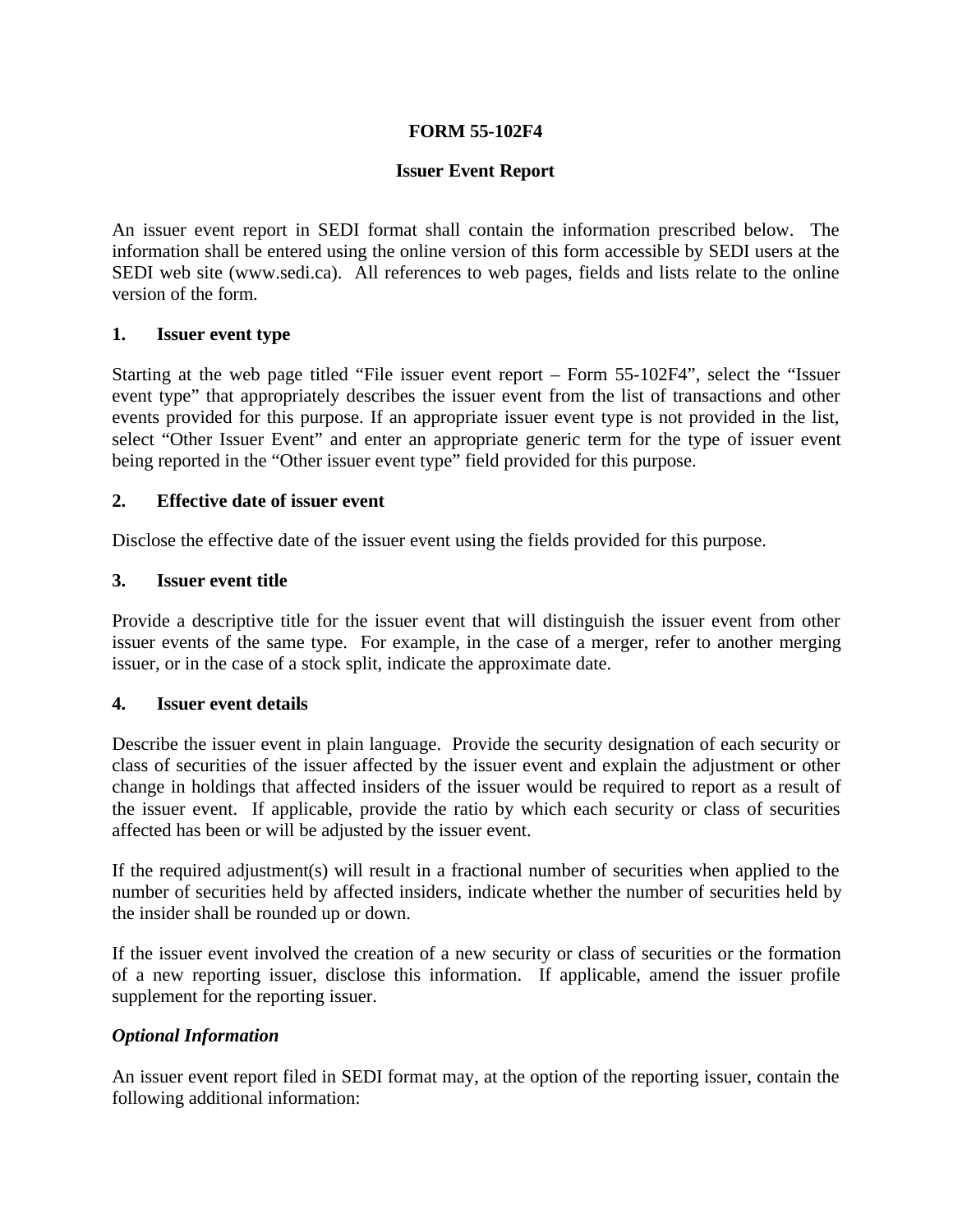**FORM 55-102F4**

**Issuer Event Report**

An issuer event report in SEDI format shall contain the information prescribed below. The information shall be entered using the online version of this form accessible by SEDI users at the SEDI web site (www.sedi.ca). All references to web pages, fields and lists relate to the online version of the form.

**1. Issuer event type**

Starting at the web page titled "File issuer event report – Form 55-102F4", select the "Issuer event type" that appropriately describes the issuer event from the list of transactions and other events provided for this purpose. If an appropriate issuer event type is not provided in the list, select "Other Issuer Event" and enter an appropriate generic term for the type of issuer event being reported in the "Other issuer event type" field provided for this purpose.

**2. Effective date of issuer event**

Disclose the effective date of the issuer event using the fields provided for this purpose.

**3. Issuer event title**

Provide a descriptive title for the issuer event that will distinguish the issuer event from other issuer events of the same type. For example, in the case of a merger, refer to another merging issuer, or in the case of a stock split, indicate the approximate date.

**4. Issuer event details**

Describe the issuer event in plain language. Provide the security designation of each security or class of securities of the issuer affected by the issuer event and explain the adjustment or other change in holdings that affected insiders of the issuer would be required to report as a result of the issuer event. If applicable, provide the ratio by which each security or class of securities affected has been or will be adjusted by the issuer event.

If the required adjustment(s) will result in a fractional number of securities when applied to the number of securities held by affected insiders, indicate whether the number of securities held by the insider shall be rounded up or down.

If the issuer event involved the creation of a new security or class of securities or the formation of a new reporting issuer, disclose this information. If applicable, amend the issuer profile supplement for the reporting issuer.

***Optional Information***

An issuer event report filed in SEDI format may, at the option of the reporting issuer, contain the following additional information: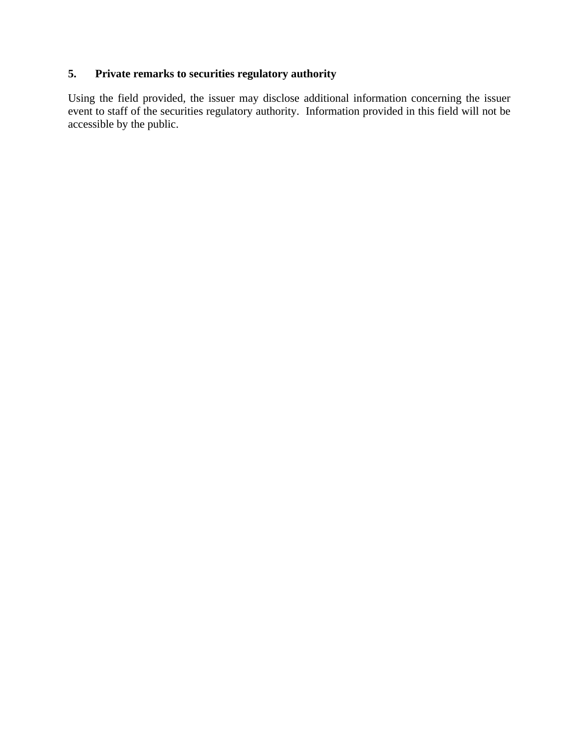### 5. Private remarks to securities regulatory authority

Using the field provided, the issuer may disclose additional information concerning the issuer event to staff of the securities regulatory authority. Information provided in this field will not be accessible by the public.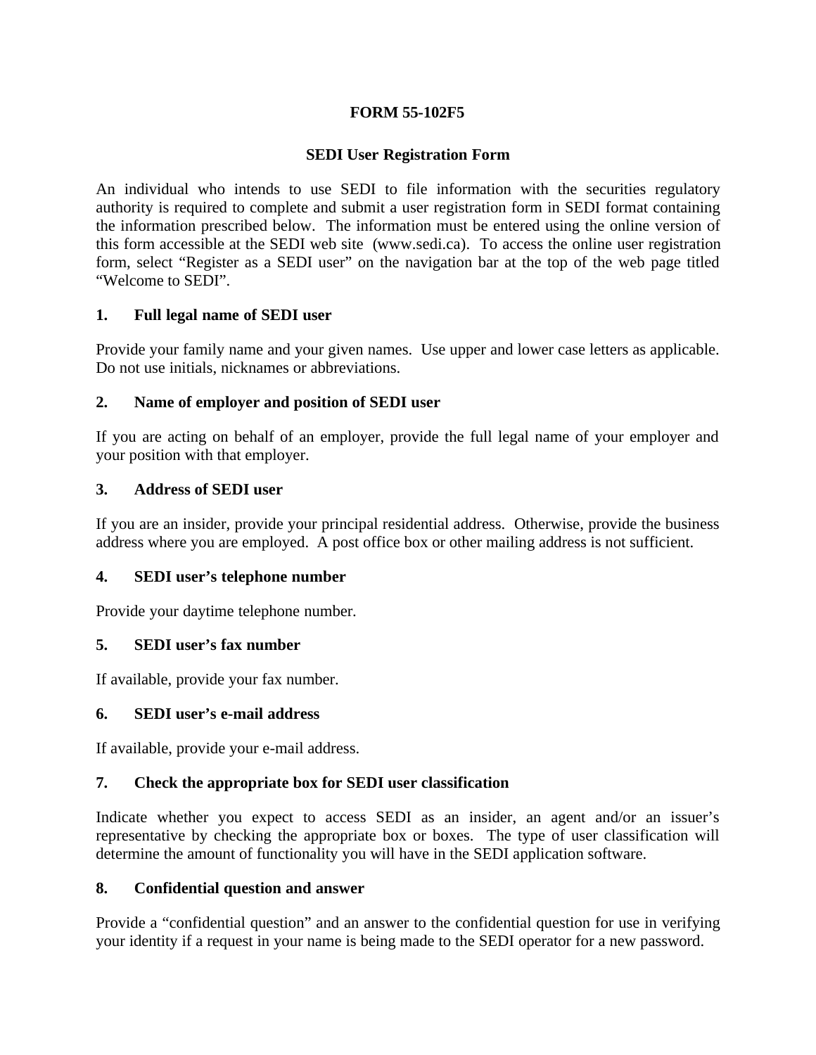**FORM 55-102F5**

**SEDI User Registration Form**

An individual who intends to use SEDI to file information with the securities regulatory authority is required to complete and submit a user registration form in SEDI format containing the information prescribed below. The information must be entered using the online version of this form accessible at the SEDI web site (www.sedi.ca). To access the online user registration form, select "Register as a SEDI user" on the navigation bar at the top of the web page titled "Welcome to SEDI".

**1. Full legal name of SEDI user**

Provide your family name and your given names. Use upper and lower case letters as applicable. Do not use initials, nicknames or abbreviations.

**2. Name of employer and position of SEDI user**

If you are acting on behalf of an employer, provide the full legal name of your employer and your position with that employer.

**3. Address of SEDI user**

If you are an insider, provide your principal residential address. Otherwise, provide the business address where you are employed. A post office box or other mailing address is not sufficient.

**4. SEDI user's telephone number**

Provide your daytime telephone number.

**5. SEDI user's fax number**

If available, provide your fax number.

**6. SEDI user's e-mail address**

If available, provide your e-mail address.

**7. Check the appropriate box for SEDI user classification**

Indicate whether you expect to access SEDI as an insider, an agent and/or an issuer's representative by checking the appropriate box or boxes. The type of user classification will determine the amount of functionality you will have in the SEDI application software.

**8. Confidential question and answer**

Provide a "confidential question" and an answer to the confidential question for use in verifying your identity if a request in your name is being made to the SEDI operator for a new password.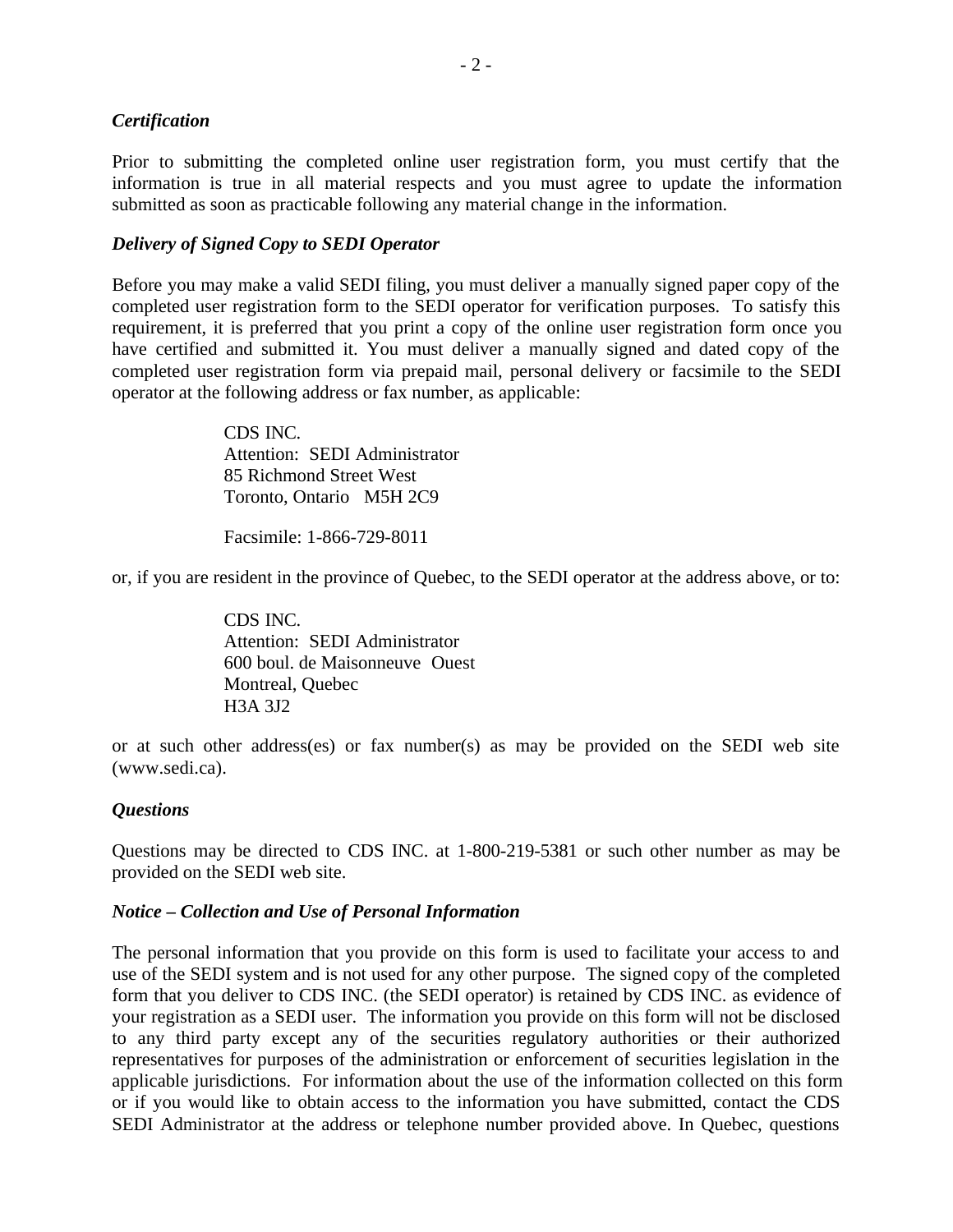### *Certification*

Prior to submitting the completed online user registration form, you must certify that the information is true in all material respects and you must agree to update the information submitted as soon as practicable following any material change in the information.

### *Delivery of Signed Copy to SEDI Operator*

Before you may make a valid SEDI filing, you must deliver a manually signed paper copy of the completed user registration form to the SEDI operator for verification purposes. To satisfy this requirement, it is preferred that you print a copy of the online user registration form once you have certified and submitted it. You must deliver a manually signed and dated copy of the completed user registration form via prepaid mail, personal delivery or facsimile to the SEDI operator at the following address or fax number, as applicable:

> CDS INC.
> Attention: SEDI Administrator
> 85 Richmond Street West
> Toronto, Ontario M5H 2C9
>
> Facsimile: 1-866-729-8011

or, if you are resident in the province of Quebec, to the SEDI operator at the address above, or to:

> CDS INC.
> Attention: SEDI Administrator
> 600 boul. de Maisonneuve Ouest
> Montreal, Quebec
> H3A 3J2

or at such other address(es) or fax number(s) as may be provided on the SEDI web site (www.sedi.ca).

### *Questions*

Questions may be directed to CDS INC. at 1-800-219-5381 or such other number as may be provided on the SEDI web site.

### *Notice – Collection and Use of Personal Information*

The personal information that you provide on this form is used to facilitate your access to and use of the SEDI system and is not used for any other purpose. The signed copy of the completed form that you deliver to CDS INC. (the SEDI operator) is retained by CDS INC. as evidence of your registration as a SEDI user. The information you provide on this form will not be disclosed to any third party except any of the securities regulatory authorities or their authorized representatives for purposes of the administration or enforcement of securities legislation in the applicable jurisdictions. For information about the use of the information collected on this form or if you would like to obtain access to the information you have submitted, contact the CDS SEDI Administrator at the address or telephone number provided above. In Quebec, questions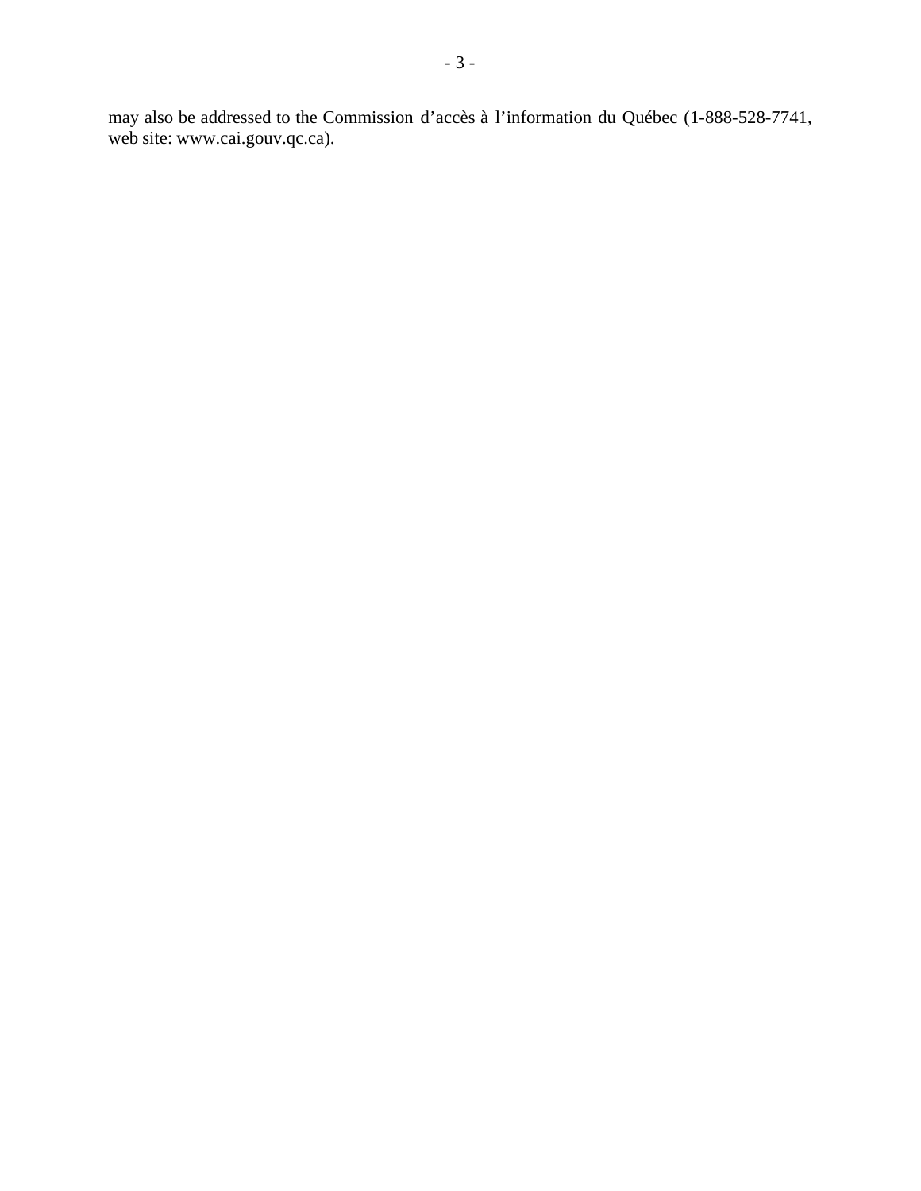may also be addressed to the Commission d’accès à l’information du Québec (1-888-528-7741, web site: www.cai.gouv.qc.ca).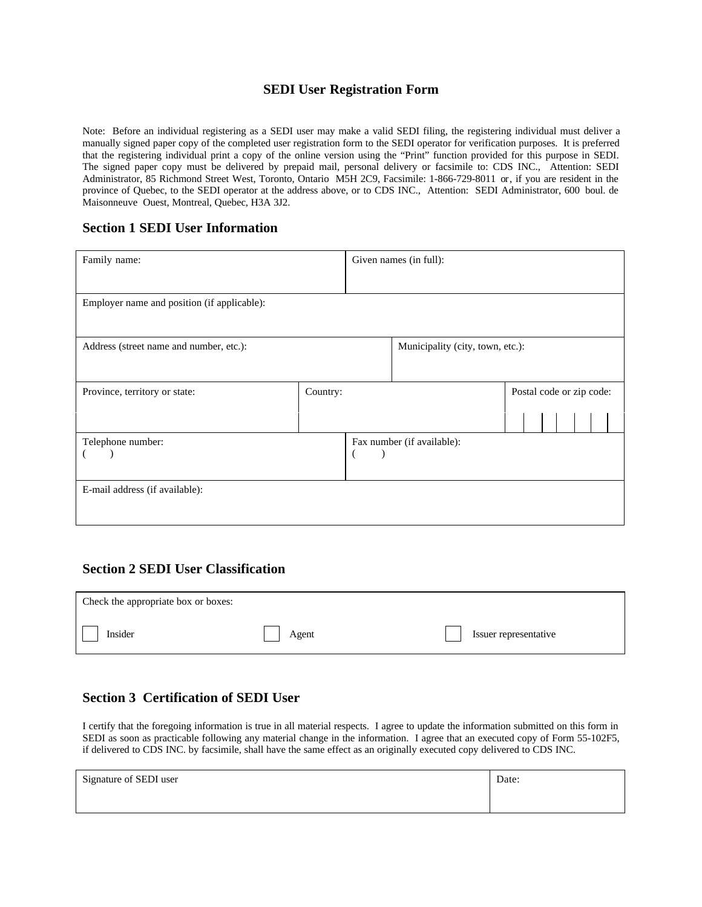# SEDI User Registration Form

Note: Before an individual registering as a SEDI user may make a valid SEDI filing, the registering individual must deliver a manually signed paper copy of the completed user registration form to the SEDI operator for verification purposes. It is preferred that the registering individual print a copy of the online version using the "Print" function provided for this purpose in SEDI. The signed paper copy must be delivered by prepaid mail, personal delivery or facsimile to: CDS INC., Attention: SEDI Administrator, 85 Richmond Street West, Toronto, Ontario M5H 2C9, Facsimile: 1-866-729-8011 or, if you are resident in the province of Quebec, to the SEDI operator at the address above, or to CDS INC., Attention: SEDI Administrator, 600 boul. de Maisonneuve Ouest, Montreal, Quebec, H3A 3J2.

## Section 1 SEDI User Information

| Family name: | Given names (in full): | |
|---|---|---|
| Employer name and position (if applicable): | | |
| Address (street name and number, etc.): | Municipality (city, town, etc.): | |
| Province, territory or state: | Country: | Postal code or zip code: |
| Telephone number: ( ) | Fax number (if available): ( ) | |
| E-mail address (if available): | | |

## Section 2 SEDI User Classification

Check the appropriate box or boxes:

☐ Insider ☐ Agent ☐ Issuer representative

## Section 3 Certification of SEDI User

I certify that the foregoing information is true in all material respects. I agree to update the information submitted on this form in SEDI as soon as practicable following any material change in the information. I agree that an executed copy of Form 55-102F5, if delivered to CDS INC. by facsimile, shall have the same effect as an originally executed copy delivered to CDS INC.

| Signature of SEDI user | Date: |
|---|---|
| | |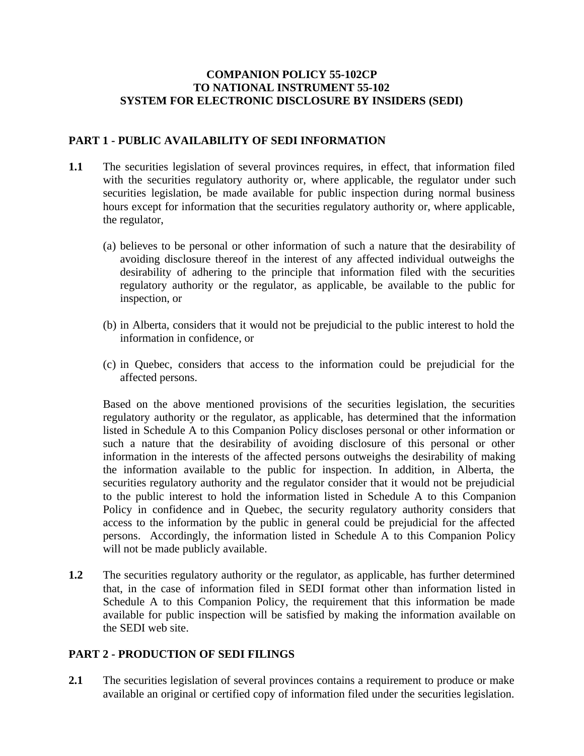**COMPANION POLICY 55-102CP**
**TO NATIONAL INSTRUMENT 55-102**
**SYSTEM FOR ELECTRONIC DISCLOSURE BY INSIDERS (SEDI)**

## PART 1 - PUBLIC AVAILABILITY OF SEDI INFORMATION

**1.1** The securities legislation of several provinces requires, in effect, that information filed with the securities regulatory authority or, where applicable, the regulator under such securities legislation, be made available for public inspection during normal business hours except for information that the securities regulatory authority or, where applicable, the regulator,

(a) believes to be personal or other information of such a nature that the desirability of avoiding disclosure thereof in the interest of any affected individual outweighs the desirability of adhering to the principle that information filed with the securities regulatory authority or the regulator, as applicable, be available to the public for inspection, or

(b) in Alberta, considers that it would not be prejudicial to the public interest to hold the information in confidence, or

(c) in Quebec, considers that access to the information could be prejudicial for the affected persons.

Based on the above mentioned provisions of the securities legislation, the securities regulatory authority or the regulator, as applicable, has determined that the information listed in Schedule A to this Companion Policy discloses personal or other information or such a nature that the desirability of avoiding disclosure of this personal or other information in the interests of the affected persons outweighs the desirability of making the information available to the public for inspection. In addition, in Alberta, the securities regulatory authority and the regulator consider that it would not be prejudicial to the public interest to hold the information listed in Schedule A to this Companion Policy in confidence and in Quebec, the security regulatory authority considers that access to the information by the public in general could be prejudicial for the affected persons. Accordingly, the information listed in Schedule A to this Companion Policy will not be made publicly available.

**1.2** The securities regulatory authority or the regulator, as applicable, has further determined that, in the case of information filed in SEDI format other than information listed in Schedule A to this Companion Policy, the requirement that this information be made available for public inspection will be satisfied by making the information available on the SEDI web site.

## PART 2 - PRODUCTION OF SEDI FILINGS

**2.1** The securities legislation of several provinces contains a requirement to produce or make available an original or certified copy of information filed under the securities legislation.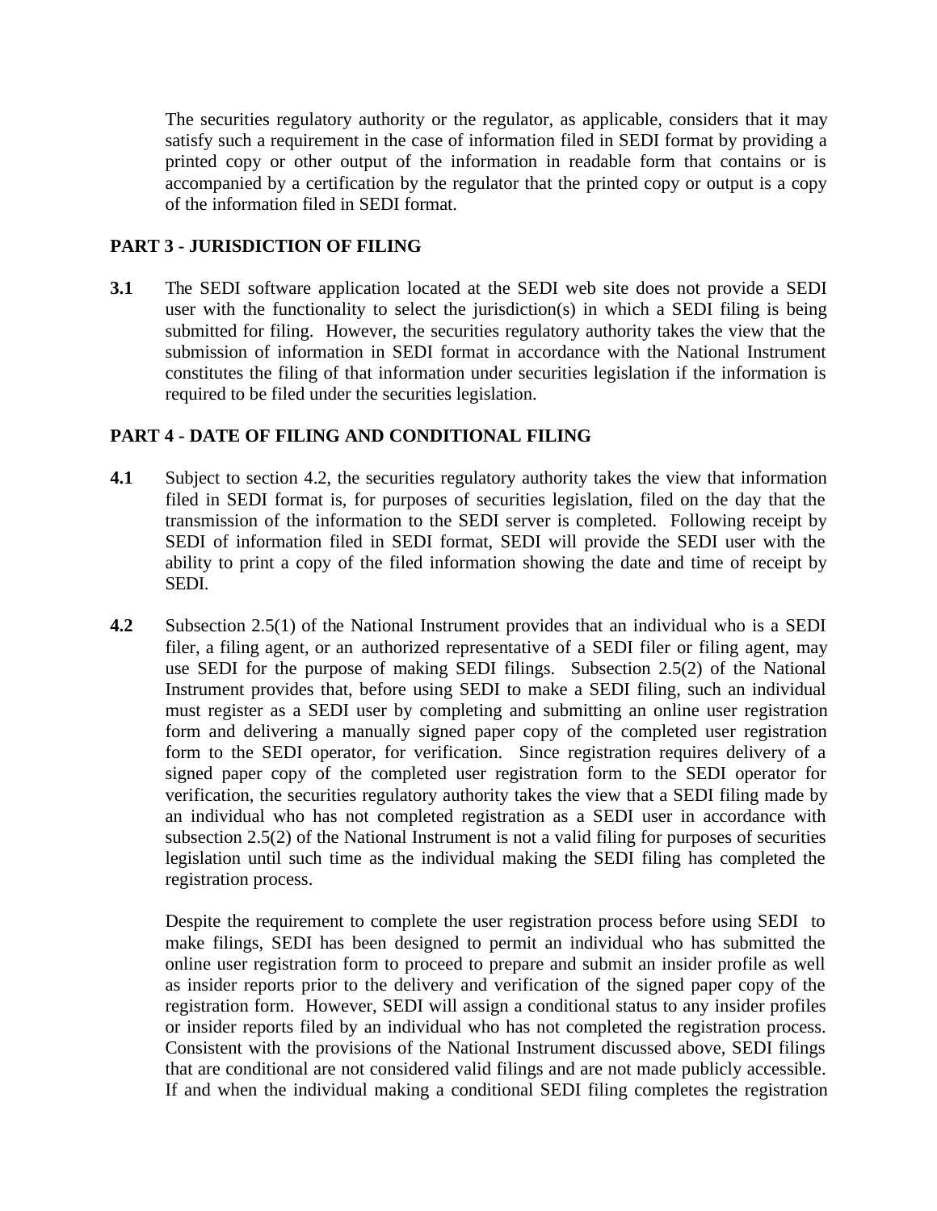The securities regulatory authority or the regulator, as applicable, considers that it may satisfy such a requirement in the case of information filed in SEDI format by providing a printed copy or other output of the information in readable form that contains or is accompanied by a certification by the regulator that the printed copy or output is a copy of the information filed in SEDI format.

## PART 3 - JURISDICTION OF FILING

**3.1** The SEDI software application located at the SEDI web site does not provide a SEDI user with the functionality to select the jurisdiction(s) in which a SEDI filing is being submitted for filing. However, the securities regulatory authority takes the view that the submission of information in SEDI format in accordance with the National Instrument constitutes the filing of that information under securities legislation if the information is required to be filed under the securities legislation.

## PART 4 - DATE OF FILING AND CONDITIONAL FILING

**4.1** Subject to section 4.2, the securities regulatory authority takes the view that information filed in SEDI format is, for purposes of securities legislation, filed on the day that the transmission of the information to the SEDI server is completed. Following receipt by SEDI of information filed in SEDI format, SEDI will provide the SEDI user with the ability to print a copy of the filed information showing the date and time of receipt by SEDI.

**4.2** Subsection 2.5(1) of the National Instrument provides that an individual who is a SEDI filer, a filing agent, or an authorized representative of a SEDI filer or filing agent, may use SEDI for the purpose of making SEDI filings. Subsection 2.5(2) of the National Instrument provides that, before using SEDI to make a SEDI filing, such an individual must register as a SEDI user by completing and submitting an online user registration form and delivering a manually signed paper copy of the completed user registration form to the SEDI operator, for verification. Since registration requires delivery of a signed paper copy of the completed user registration form to the SEDI operator for verification, the securities regulatory authority takes the view that a SEDI filing made by an individual who has not completed registration as a SEDI user in accordance with subsection 2.5(2) of the National Instrument is not a valid filing for purposes of securities legislation until such time as the individual making the SEDI filing has completed the registration process.

Despite the requirement to complete the user registration process before using SEDI to make filings, SEDI has been designed to permit an individual who has submitted the online user registration form to proceed to prepare and submit an insider profile as well as insider reports prior to the delivery and verification of the signed paper copy of the registration form. However, SEDI will assign a conditional status to any insider profiles or insider reports filed by an individual who has not completed the registration process. Consistent with the provisions of the National Instrument discussed above, SEDI filings that are conditional are not considered valid filings and are not made publicly accessible. If and when the individual making a conditional SEDI filing completes the registration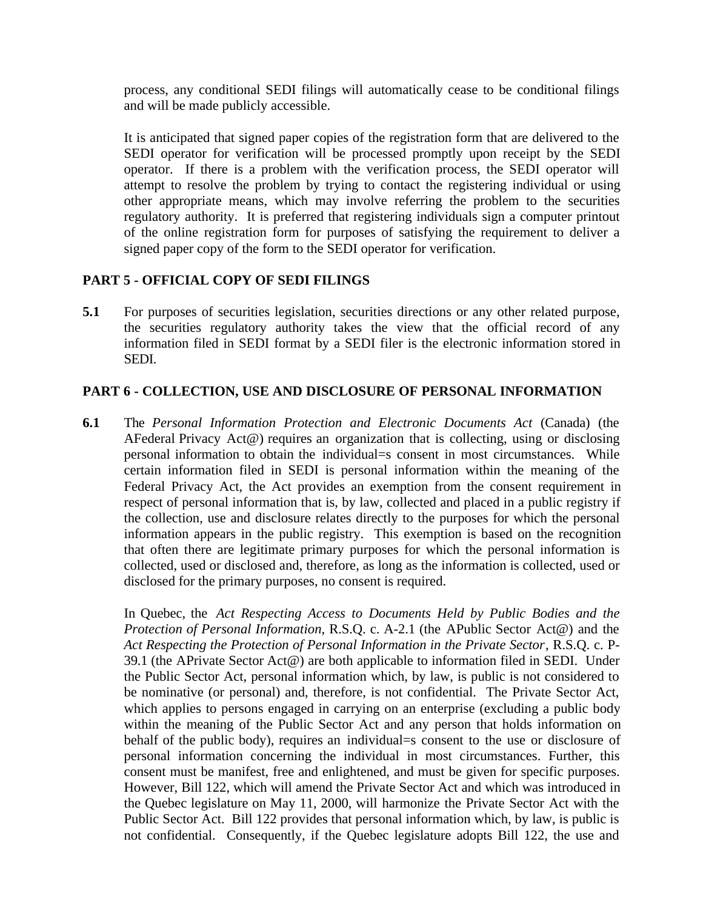process, any conditional SEDI filings will automatically cease to be conditional filings and will be made publicly accessible.

It is anticipated that signed paper copies of the registration form that are delivered to the SEDI operator for verification will be processed promptly upon receipt by the SEDI operator. If there is a problem with the verification process, the SEDI operator will attempt to resolve the problem by trying to contact the registering individual or using other appropriate means, which may involve referring the problem to the securities regulatory authority. It is preferred that registering individuals sign a computer printout of the online registration form for purposes of satisfying the requirement to deliver a signed paper copy of the form to the SEDI operator for verification.

## PART 5 - OFFICIAL COPY OF SEDI FILINGS

**5.1** For purposes of securities legislation, securities directions or any other related purpose, the securities regulatory authority takes the view that the official record of any information filed in SEDI format by a SEDI filer is the electronic information stored in SEDI.

## PART 6 - COLLECTION, USE AND DISCLOSURE OF PERSONAL INFORMATION

**6.1** The *Personal Information Protection and Electronic Documents Act* (Canada) (the AFederal Privacy Act@) requires an organization that is collecting, using or disclosing personal information to obtain the individual=s consent in most circumstances. While certain information filed in SEDI is personal information within the meaning of the Federal Privacy Act, the Act provides an exemption from the consent requirement in respect of personal information that is, by law, collected and placed in a public registry if the collection, use and disclosure relates directly to the purposes for which the personal information appears in the public registry. This exemption is based on the recognition that often there are legitimate primary purposes for which the personal information is collected, used or disclosed and, therefore, as long as the information is collected, used or disclosed for the primary purposes, no consent is required.

In Quebec, the *Act Respecting Access to Documents Held by Public Bodies and the Protection of Personal Information*, R.S.Q. c. A-2.1 (the APublic Sector Act@) and the *Act Respecting the Protection of Personal Information in the Private Sector*, R.S.Q. c. P-39.1 (the APrivate Sector Act@) are both applicable to information filed in SEDI. Under the Public Sector Act, personal information which, by law, is public is not considered to be nominative (or personal) and, therefore, is not confidential. The Private Sector Act, which applies to persons engaged in carrying on an enterprise (excluding a public body within the meaning of the Public Sector Act and any person that holds information on behalf of the public body), requires an individual=s consent to the use or disclosure of personal information concerning the individual in most circumstances. Further, this consent must be manifest, free and enlightened, and must be given for specific purposes. However, Bill 122, which will amend the Private Sector Act and which was introduced in the Quebec legislature on May 11, 2000, will harmonize the Private Sector Act with the Public Sector Act. Bill 122 provides that personal information which, by law, is public is not confidential. Consequently, if the Quebec legislature adopts Bill 122, the use and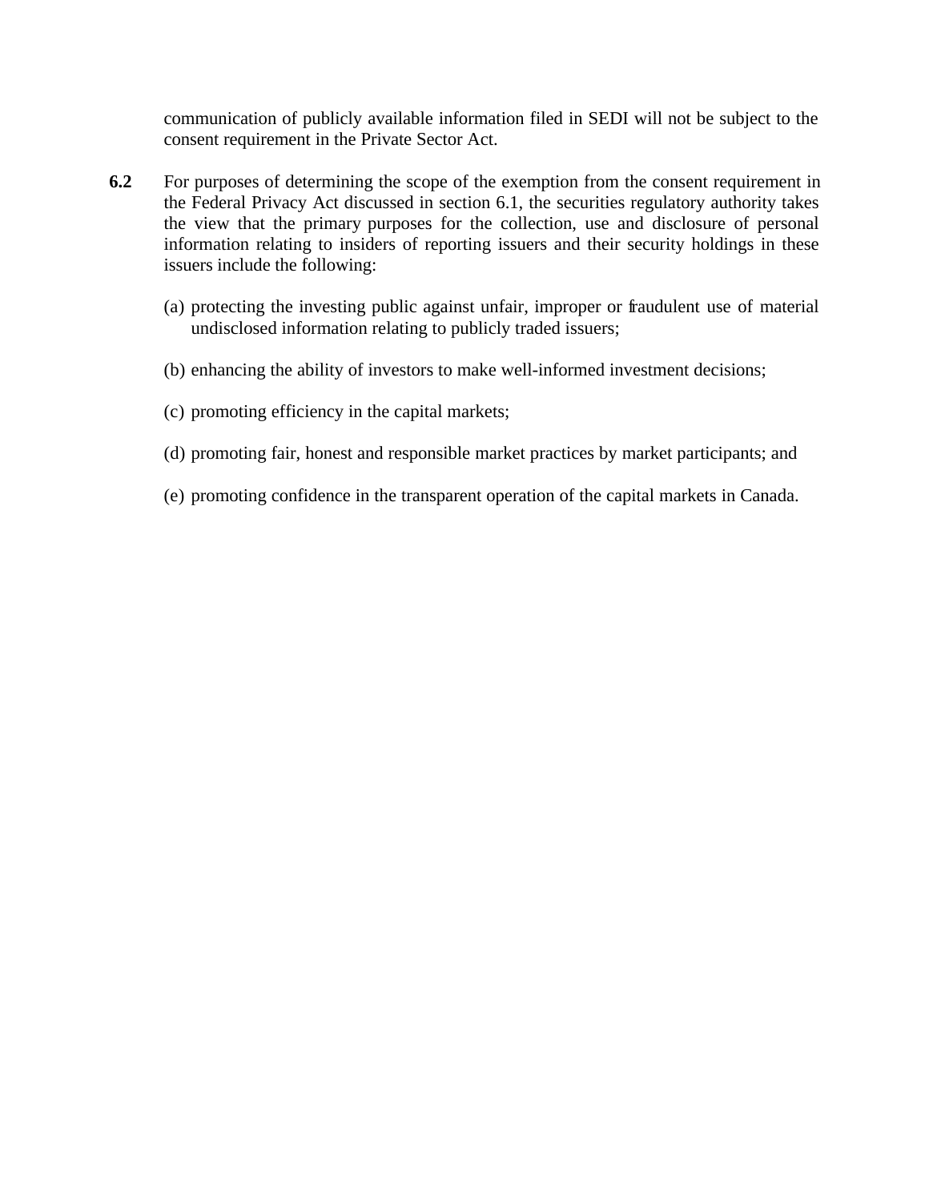communication of publicly available information filed in SEDI will not be subject to the consent requirement in the Private Sector Act.

**6.2** For purposes of determining the scope of the exemption from the consent requirement in the Federal Privacy Act discussed in section 6.1, the securities regulatory authority takes the view that the primary purposes for the collection, use and disclosure of personal information relating to insiders of reporting issuers and their security holdings in these issuers include the following:

(a) protecting the investing public against unfair, improper or fraudulent use of material undisclosed information relating to publicly traded issuers;

(b) enhancing the ability of investors to make well-informed investment decisions;

(c) promoting efficiency in the capital markets;

(d) promoting fair, honest and responsible market practices by market participants; and

(e) promoting confidence in the transparent operation of the capital markets in Canada.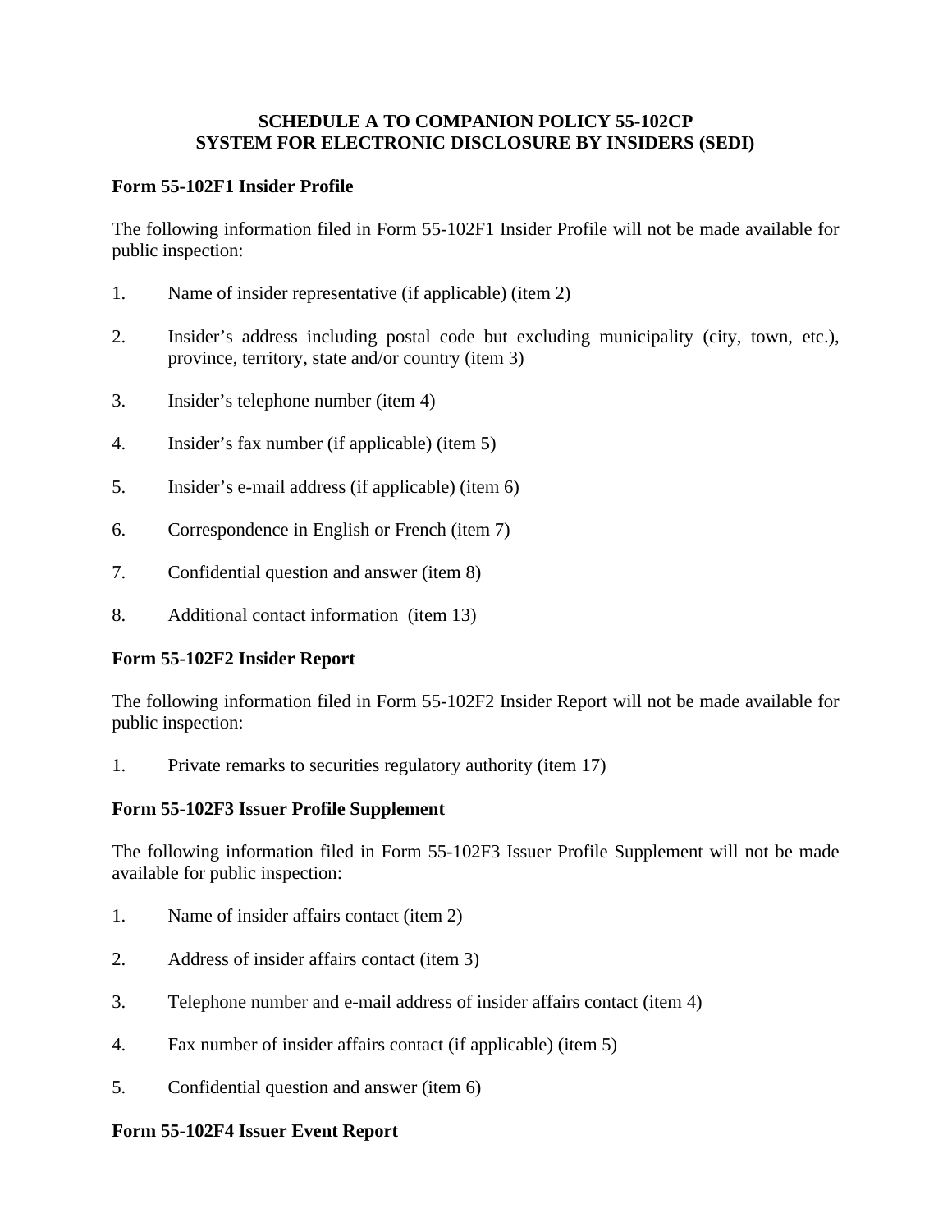# SCHEDULE A TO COMPANION POLICY 55-102CP
# SYSTEM FOR ELECTRONIC DISCLOSURE BY INSIDERS (SEDI)

**Form 55-102F1 Insider Profile**

The following information filed in Form 55-102F1 Insider Profile will not be made available for public inspection:

1. Name of insider representative (if applicable) (item 2)

2. Insider's address including postal code but excluding municipality (city, town, etc.), province, territory, state and/or country (item 3)

3. Insider's telephone number (item 4)

4. Insider's fax number (if applicable) (item 5)

5. Insider's e-mail address (if applicable) (item 6)

6. Correspondence in English or French (item 7)

7. Confidential question and answer (item 8)

8. Additional contact information (item 13)

**Form 55-102F2 Insider Report**

The following information filed in Form 55-102F2 Insider Report will not be made available for public inspection:

1. Private remarks to securities regulatory authority (item 17)

**Form 55-102F3 Issuer Profile Supplement**

The following information filed in Form 55-102F3 Issuer Profile Supplement will not be made available for public inspection:

1. Name of insider affairs contact (item 2)

2. Address of insider affairs contact (item 3)

3. Telephone number and e-mail address of insider affairs contact (item 4)

4. Fax number of insider affairs contact (if applicable) (item 5)

5. Confidential question and answer (item 6)

**Form 55-102F4 Issuer Event Report**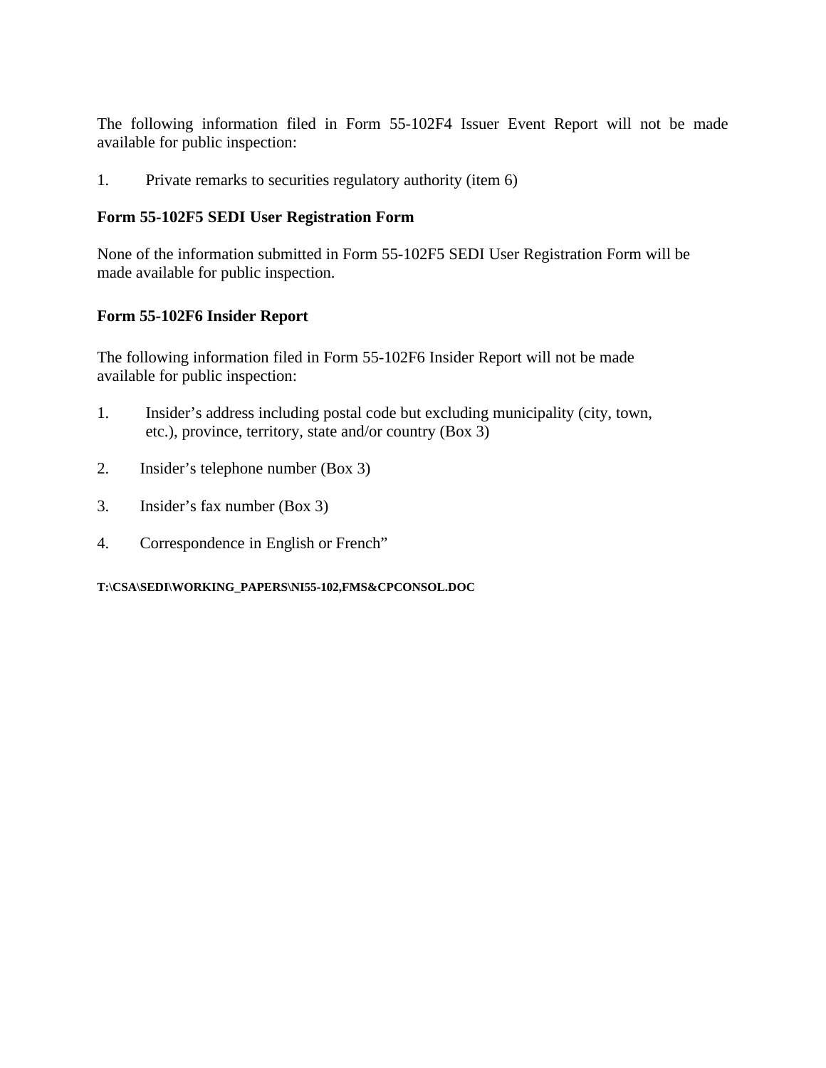The following information filed in Form 55-102F4 Issuer Event Report will not be made available for public inspection:

1. Private remarks to securities regulatory authority (item 6)

**Form 55-102F5 SEDI User Registration Form**

None of the information submitted in Form 55-102F5 SEDI User Registration Form will be made available for public inspection.

**Form 55-102F6 Insider Report**

The following information filed in Form 55-102F6 Insider Report will not be made available for public inspection:

1. Insider's address including postal code but excluding municipality (city, town, etc.), province, territory, state and/or country (Box 3)

2. Insider's telephone number (Box 3)

3. Insider's fax number (Box 3)

4. Correspondence in English or French"

**T:\CSA\SEDI\WORKING_PAPERS\NI55-102,FMS&CPCONSOL.DOC**